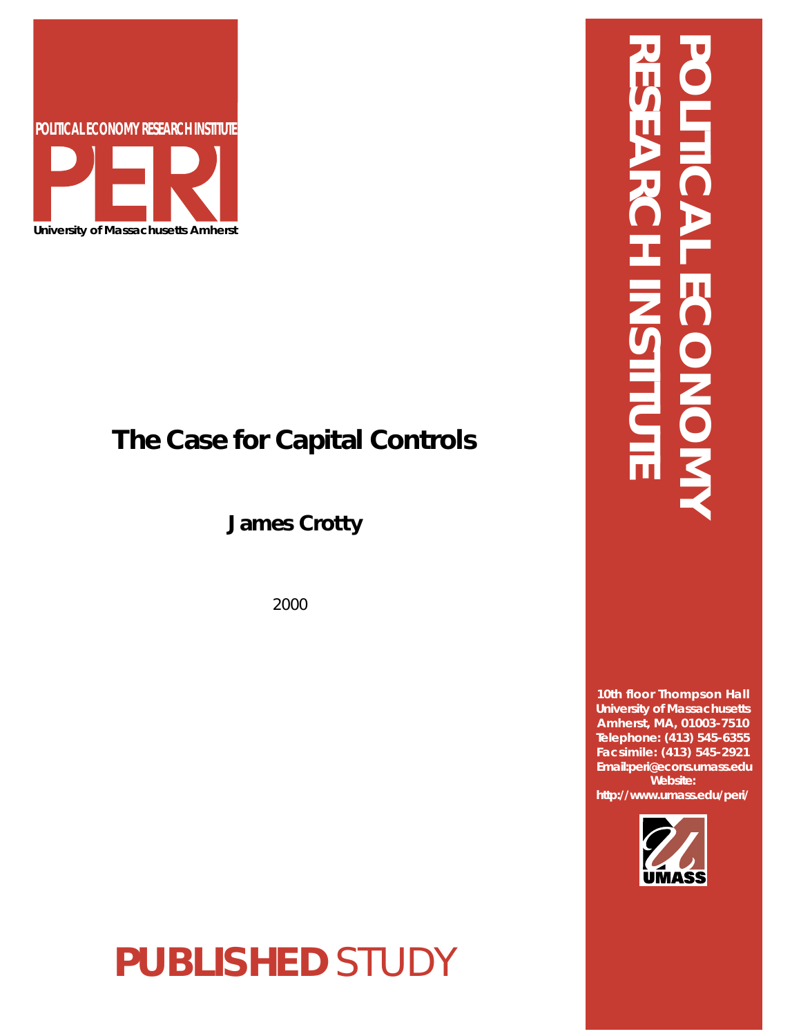POLITICAL ECONOMY RESEARCH INSTITUTE

PERI

University of Massachusetts Amherst

# The Case for Capital Controls

**James Crotty**

2000

**PUBLISHED** STUDY

POLITICAL ECONOMY RESEARCH INSTITUTE

10th floor Thompson Hall
University of Massachusetts
Amherst, MA, 01003-7510
Telephone: (413) 545-6355
Facsimile: (413) 545-2921
Email:peri@econs.umass.edu
Website:
http://www.umass.edu/peri/

UMASS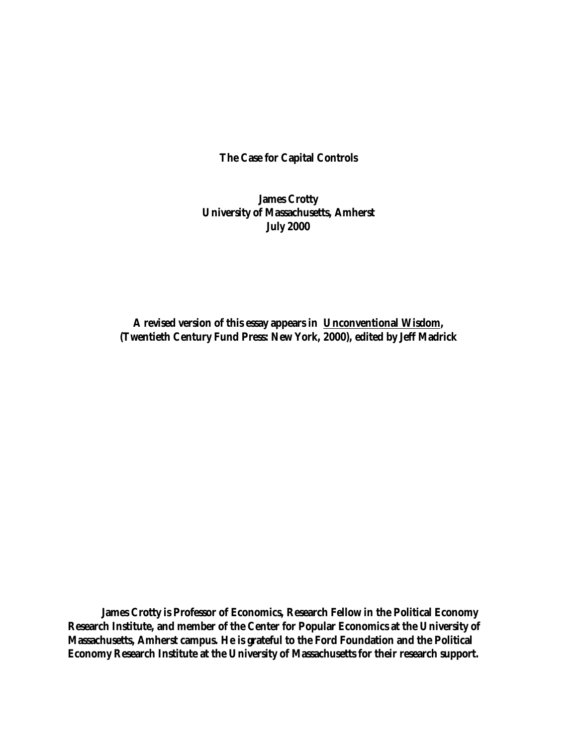**The Case for Capital Controls**

**James Crotty**
**University of Massachusetts, Amherst**
**July 2000**

**A revised version of this essay appears in Unconventional Wisdom, (Twentieth Century Fund Press: New York, 2000), edited by Jeff Madrick**

**James Crotty is Professor of Economics, Research Fellow in the Political Economy Research Institute, and member of the Center for Popular Economics at the University of Massachusetts, Amherst campus. He is grateful to the Ford Foundation and the Political Economy Research Institute at the University of Massachusetts for their research support.**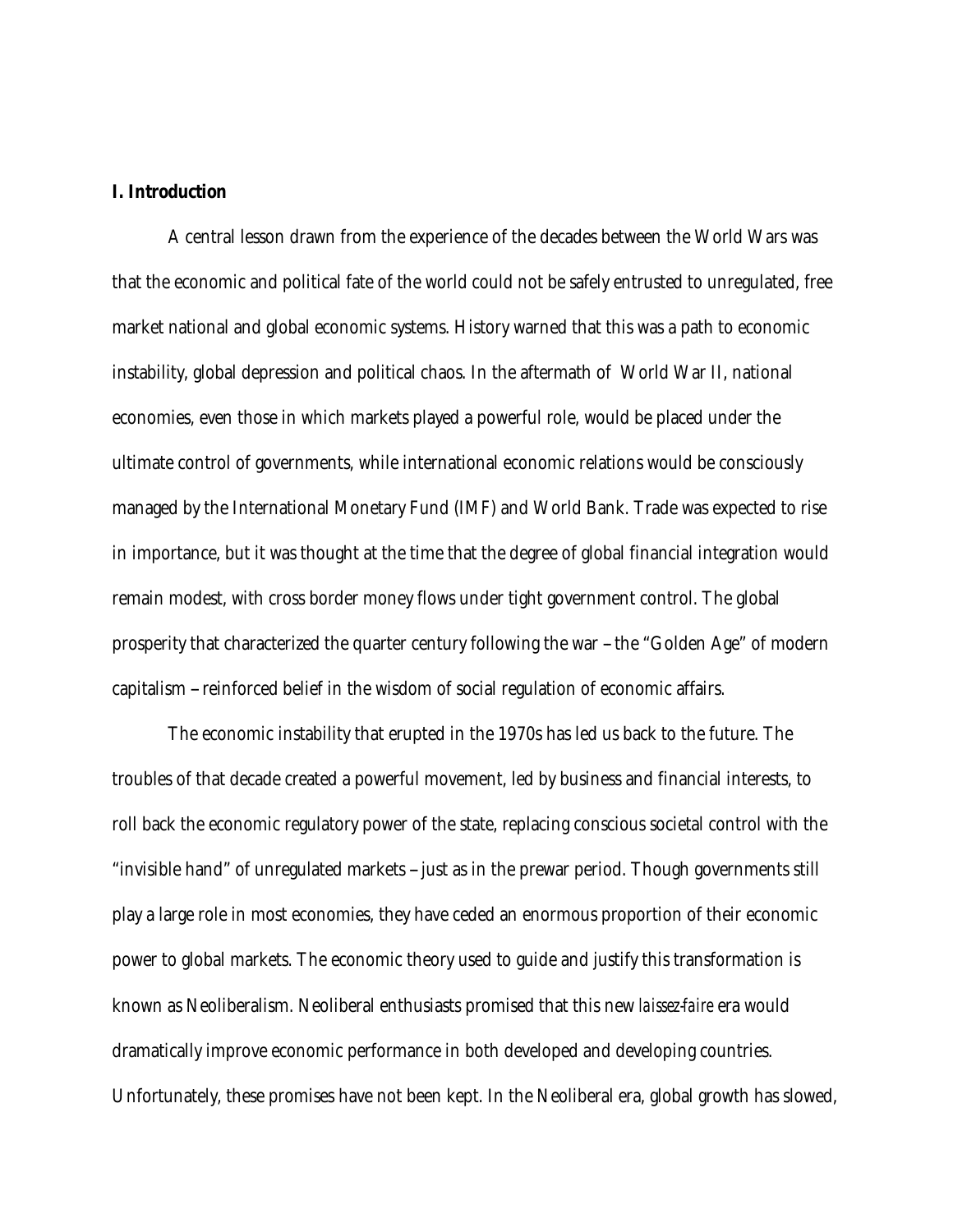## I. Introduction

A central lesson drawn from the experience of the decades between the World Wars was that the economic and political fate of the world could not be safely entrusted to unregulated, free market national and global economic systems. History warned that this was a path to economic instability, global depression and political chaos. In the aftermath of World War II, national economies, even those in which markets played a powerful role, would be placed under the ultimate control of governments, while international economic relations would be consciously managed by the International Monetary Fund (IMF) and World Bank. Trade was expected to rise in importance, but it was thought at the time that the degree of global financial integration would remain modest, with cross border money flows under tight government control. The global prosperity that characterized the quarter century following the war – the "Golden Age" of modern capitalism – reinforced belief in the wisdom of social regulation of economic affairs.

The economic instability that erupted in the 1970s has led us back to the future. The troubles of that decade created a powerful movement, led by business and financial interests, to roll back the economic regulatory power of the state, replacing conscious societal control with the "invisible hand" of unregulated markets – just as in the prewar period. Though governments still play a large role in most economies, they have ceded an enormous proportion of their economic power to global markets. The economic theory used to guide and justify this transformation is known as Neoliberalism. Neoliberal enthusiasts promised that this new *laissez-faire* era would dramatically improve economic performance in both developed and developing countries. Unfortunately, these promises have not been kept. In the Neoliberal era, global growth has slowed,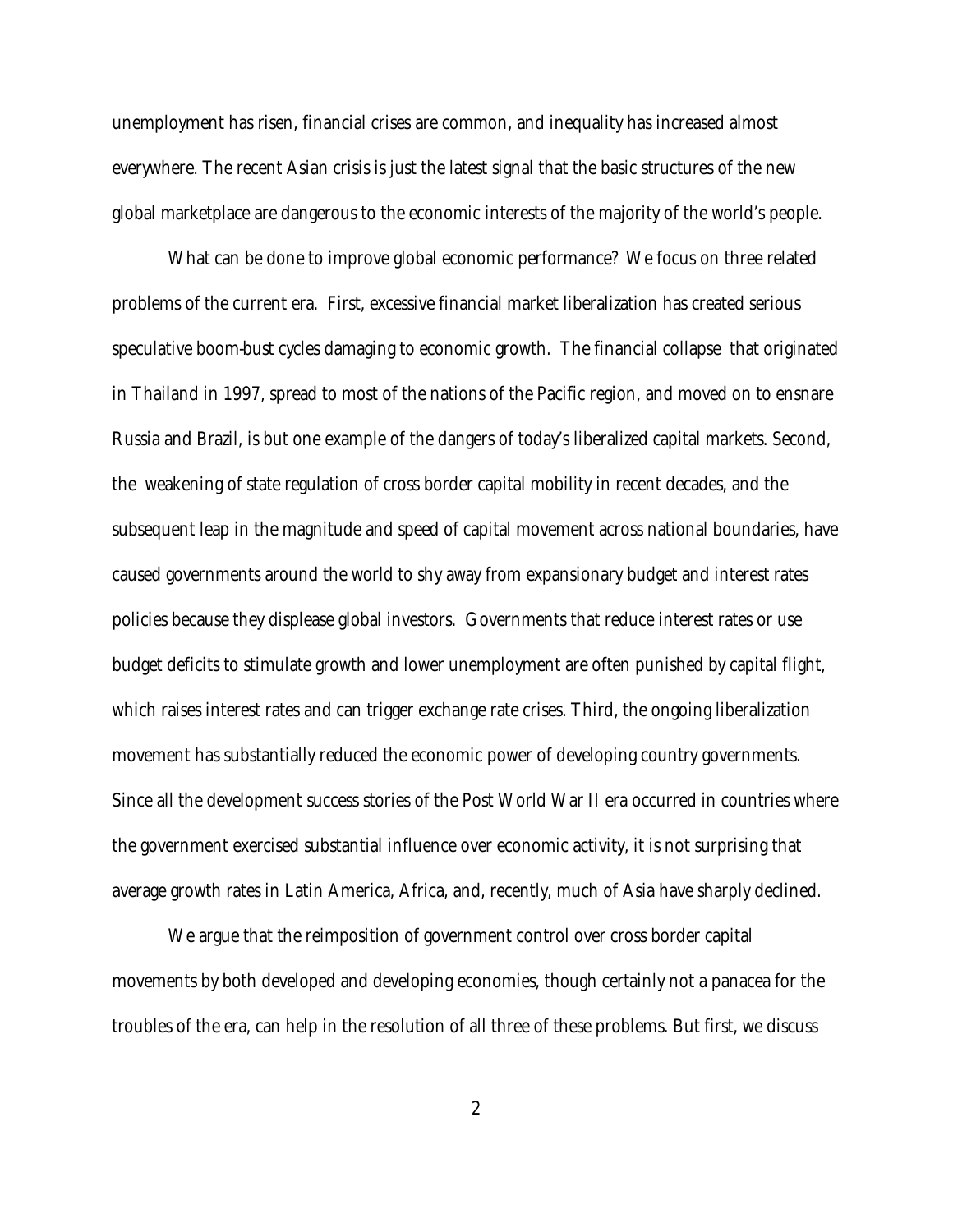unemployment has risen, financial crises are common, and inequality has increased almost everywhere. The recent Asian crisis is just the latest signal that the basic structures of the new global marketplace are dangerous to the economic interests of the majority of the world's people.

What can be done to improve global economic performance? We focus on three related problems of the current era. First, excessive financial market liberalization has created serious speculative boom-bust cycles damaging to economic growth. The financial collapse that originated in Thailand in 1997, spread to most of the nations of the Pacific region, and moved on to ensnare Russia and Brazil, is but one example of the dangers of today's liberalized capital markets. Second, the weakening of state regulation of cross border capital mobility in recent decades, and the subsequent leap in the magnitude and speed of capital movement across national boundaries, have caused governments around the world to shy away from expansionary budget and interest rates policies because they displease global investors. Governments that reduce interest rates or use budget deficits to stimulate growth and lower unemployment are often punished by capital flight, which raises interest rates and can trigger exchange rate crises. Third, the ongoing liberalization movement has substantially reduced the economic power of developing country governments. Since all the development success stories of the Post World War II era occurred in countries where the government exercised substantial influence over economic activity, it is not surprising that average growth rates in Latin America, Africa, and, recently, much of Asia have sharply declined.

We argue that the reimposition of government control over cross border capital movements by both developed and developing economies, though certainly not a panacea for the troubles of the era, can help in the resolution of all three of these problems. But first, we discuss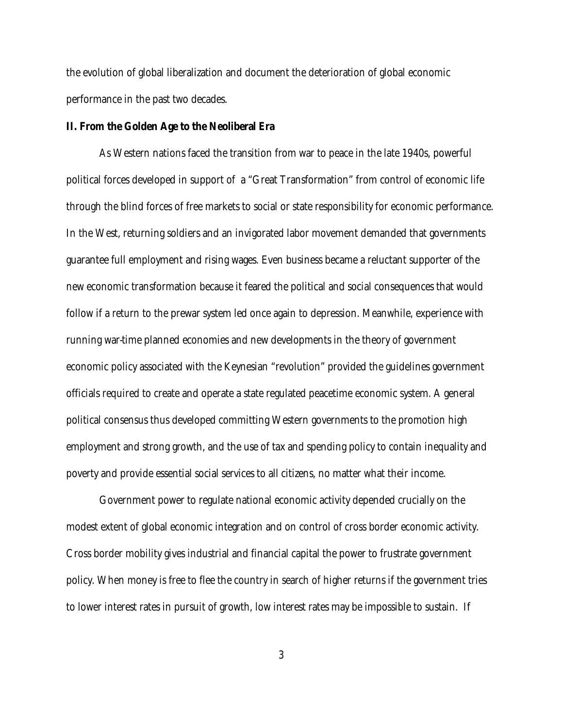the evolution of global liberalization and document the deterioration of global economic performance in the past two decades.

**II. From the Golden Age to the Neoliberal Era**

As Western nations faced the transition from war to peace in the late 1940s, powerful political forces developed in support of a "Great Transformation" from control of economic life through the blind forces of free markets to social or state responsibility for economic performance. In the West, returning soldiers and an invigorated labor movement demanded that governments guarantee full employment and rising wages. Even business became a reluctant supporter of the new economic transformation because it feared the political and social consequences that would follow if a return to the prewar system led once again to depression. Meanwhile, experience with running war-time planned economies and new developments in the theory of government economic policy associated with the Keynesian "revolution" provided the guidelines government officials required to create and operate a state regulated peacetime economic system. A general political consensus thus developed committing Western governments to the promotion high employment and strong growth, and the use of tax and spending policy to contain inequality and poverty and provide essential social services to all citizens, no matter what their income.

Government power to regulate national economic activity depended crucially on the modest extent of global economic integration and on control of cross border economic activity. Cross border mobility gives industrial and financial capital the power to frustrate government policy. When money is free to flee the country in search of higher returns if the government tries to lower interest rates in pursuit of growth, low interest rates may be impossible to sustain. If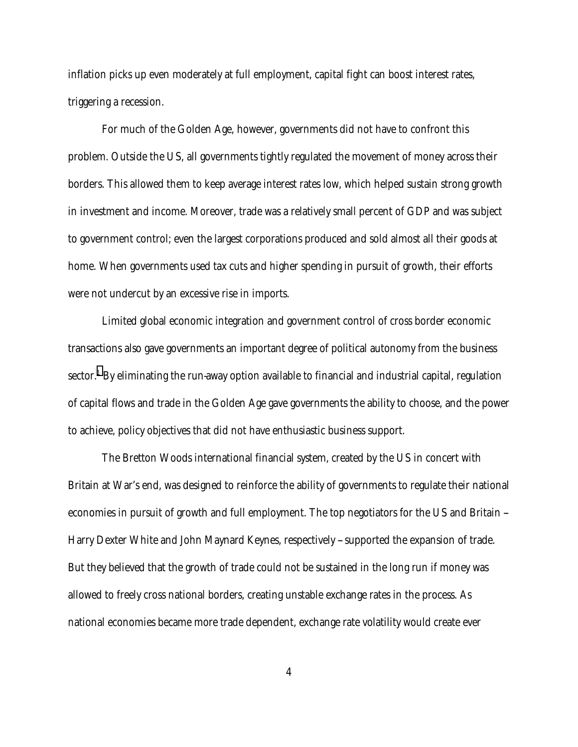inflation picks up even moderately at full employment, capital fight can boost interest rates, triggering a recession.

For much of the Golden Age, however, governments did not have to confront this problem. Outside the US, all governments tightly regulated the movement of money across their borders. This allowed them to keep average interest rates low, which helped sustain strong growth in investment and income. Moreover, trade was a relatively small percent of GDP and was subject to government control; even the largest corporations produced and sold almost all their goods at home. When governments used tax cuts and higher spending in pursuit of growth, their efforts were not undercut by an excessive rise in imports.

Limited global economic integration and government control of cross border economic transactions also gave governments an important degree of political autonomy from the business sector.[] By eliminating the run-away option available to financial and industrial capital, regulation of capital flows and trade in the Golden Age gave governments the ability to choose, and the power to achieve, policy objectives that did not have enthusiastic business support.

The Bretton Woods international financial system, created by the US in concert with Britain at War's end, was designed to reinforce the ability of governments to regulate their national economies in pursuit of growth and full employment. The top negotiators for the US and Britain – Harry Dexter White and John Maynard Keynes, respectively – supported the expansion of trade. But they believed that the growth of trade could not be sustained in the long run if money was allowed to freely cross national borders, creating unstable exchange rates in the process. As national economies became more trade dependent, exchange rate volatility would create ever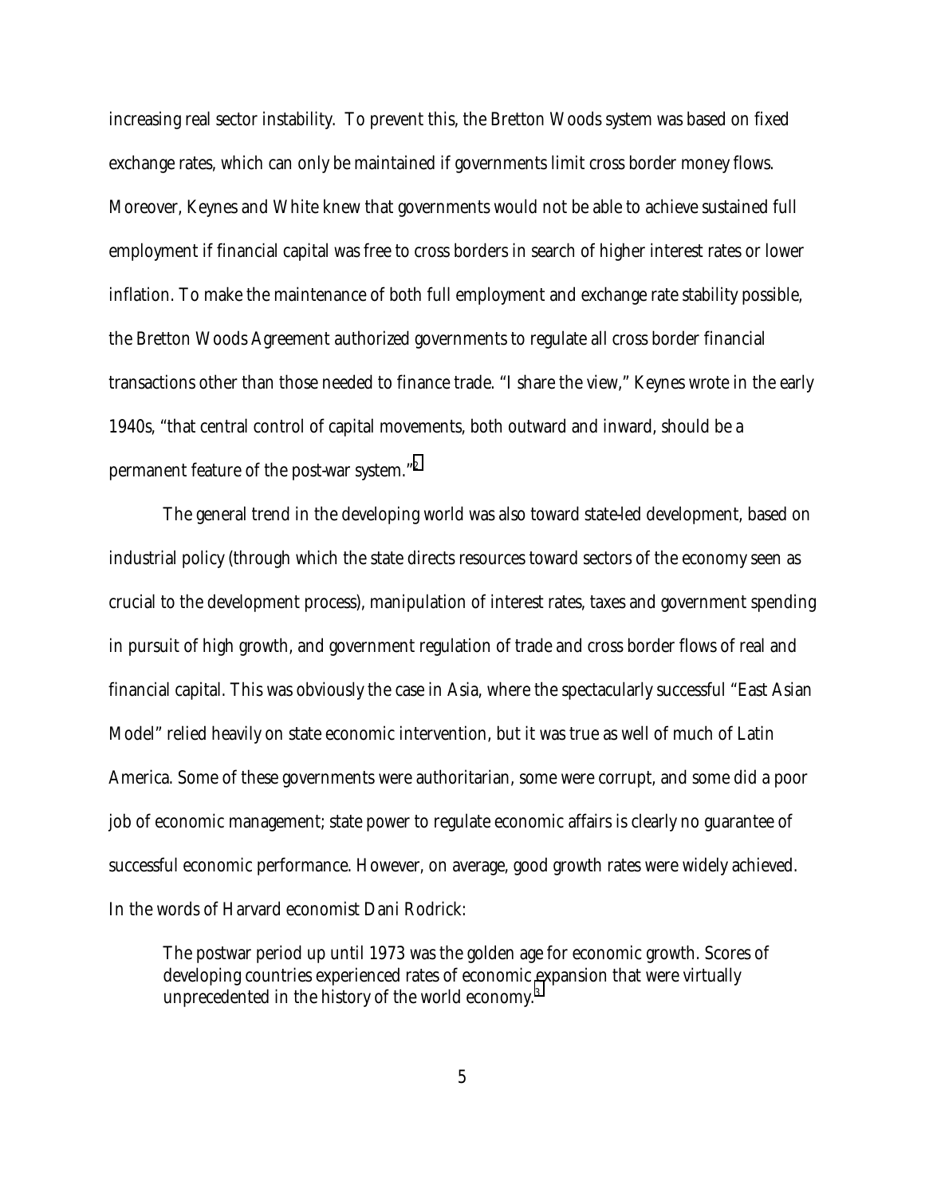increasing real sector instability. To prevent this, the Bretton Woods system was based on fixed exchange rates, which can only be maintained if governments limit cross border money flows. Moreover, Keynes and White knew that governments would not be able to achieve sustained full employment if financial capital was free to cross borders in search of higher interest rates or lower inflation. To make the maintenance of both full employment and exchange rate stability possible, the Bretton Woods Agreement authorized governments to regulate all cross border financial transactions other than those needed to finance trade. "I share the view," Keynes wrote in the early 1940s, "that central control of capital movements, both outward and inward, should be a permanent feature of the post-war system."[2]

The general trend in the developing world was also toward state-led development, based on industrial policy (through which the state directs resources toward sectors of the economy seen as crucial to the development process), manipulation of interest rates, taxes and government spending in pursuit of high growth, and government regulation of trade and cross border flows of real and financial capital. This was obviously the case in Asia, where the spectacularly successful "East Asian Model" relied heavily on state economic intervention, but it was true as well of much of Latin America. Some of these governments were authoritarian, some were corrupt, and some did a poor job of economic management; state power to regulate economic affairs is clearly no guarantee of successful economic performance. However, on average, good growth rates were widely achieved. In the words of Harvard economist Dani Rodrick:

> The postwar period up until 1973 was the golden age for economic growth. Scores of developing countries experienced rates of economic expansion that were virtually unprecedented in the history of the world economy.[3]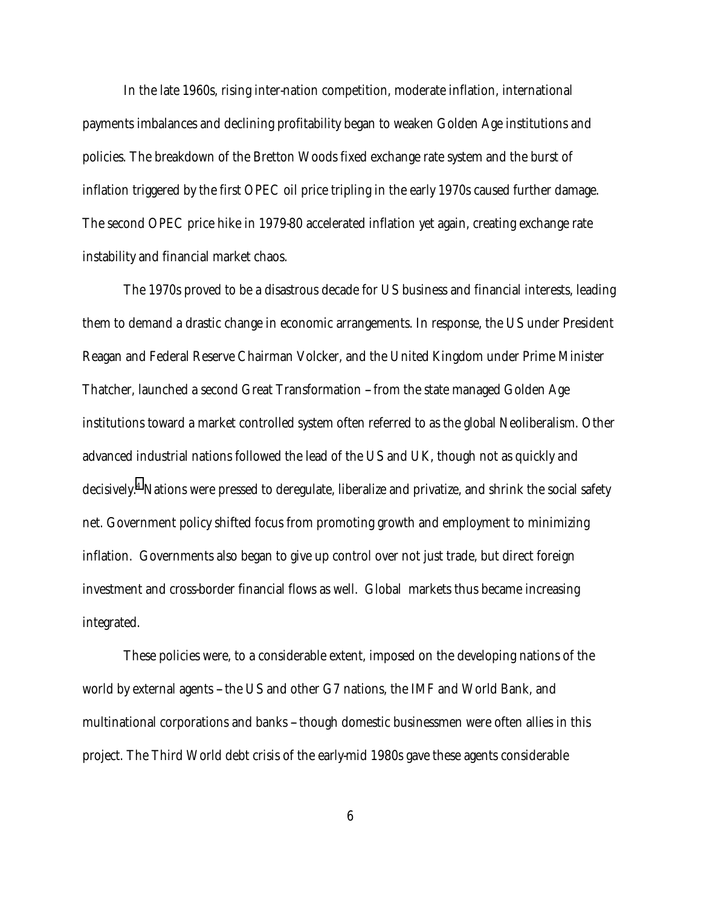In the late 1960s, rising inter-nation competition, moderate inflation, international payments imbalances and declining profitability began to weaken Golden Age institutions and policies. The breakdown of the Bretton Woods fixed exchange rate system and the burst of inflation triggered by the first OPEC oil price tripling in the early 1970s caused further damage. The second OPEC price hike in 1979-80 accelerated inflation yet again, creating exchange rate instability and financial market chaos.

The 1970s proved to be a disastrous decade for US business and financial interests, leading them to demand a drastic change in economic arrangements. In response, the US under President Reagan and Federal Reserve Chairman Volcker, and the United Kingdom under Prime Minister Thatcher, launched a second Great Transformation – from the state managed Golden Age institutions toward a market controlled system often referred to as the global Neoliberalism. Other advanced industrial nations followed the lead of the US and UK, though not as quickly and decisively.[4] Nations were pressed to deregulate, liberalize and privatize, and shrink the social safety net. Government policy shifted focus from promoting growth and employment to minimizing inflation. Governments also began to give up control over not just trade, but direct foreign investment and cross-border financial flows as well. Global markets thus became increasing integrated.

These policies were, to a considerable extent, imposed on the developing nations of the world by external agents – the US and other G7 nations, the IMF and World Bank, and multinational corporations and banks – though domestic businessmen were often allies in this project. The Third World debt crisis of the early-mid 1980s gave these agents considerable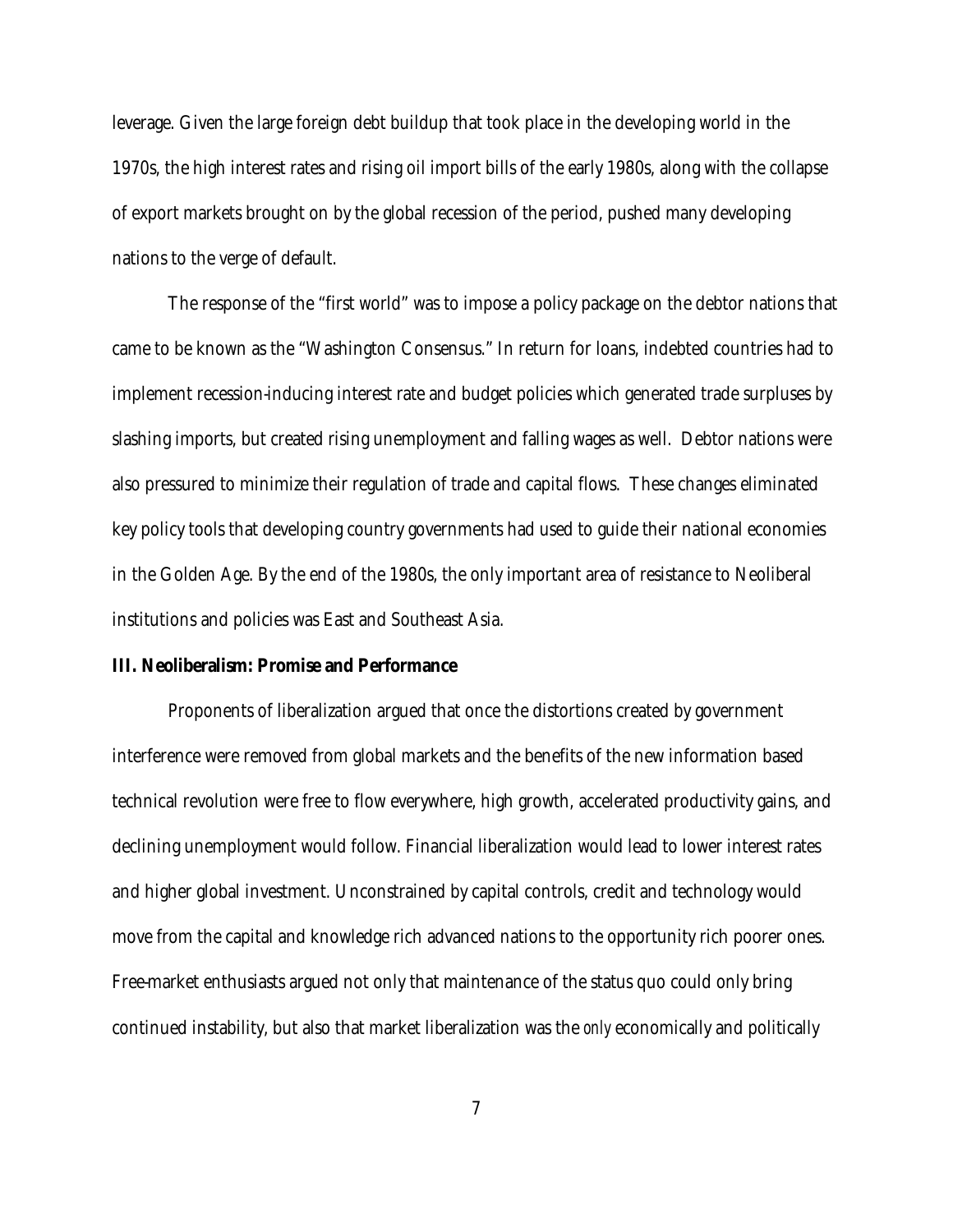leverage. Given the large foreign debt buildup that took place in the developing world in the 1970s, the high interest rates and rising oil import bills of the early 1980s, along with the collapse of export markets brought on by the global recession of the period, pushed many developing nations to the verge of default.

The response of the "first world" was to impose a policy package on the debtor nations that came to be known as the "Washington Consensus." In return for loans, indebted countries had to implement recession-inducing interest rate and budget policies which generated trade surpluses by slashing imports, but created rising unemployment and falling wages as well. Debtor nations were also pressured to minimize their regulation of trade and capital flows. These changes eliminated key policy tools that developing country governments had used to guide their national economies in the Golden Age. By the end of the 1980s, the only important area of resistance to Neoliberal institutions and policies was East and Southeast Asia.

**III. Neoliberalism: Promise and Performance**

Proponents of liberalization argued that once the distortions created by government interference were removed from global markets and the benefits of the new information based technical revolution were free to flow everywhere, high growth, accelerated productivity gains, and declining unemployment would follow. Financial liberalization would lead to lower interest rates and higher global investment. Unconstrained by capital controls, credit and technology would move from the capital and knowledge rich advanced nations to the opportunity rich poorer ones. Free-market enthusiasts argued not only that maintenance of the status quo could only bring continued instability, but also that market liberalization was the *only* economically and politically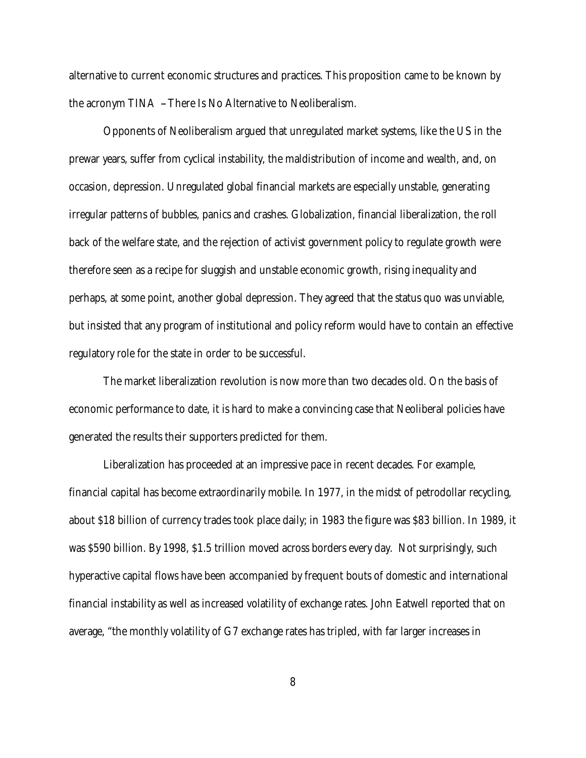alternative to current economic structures and practices. This proposition came to be known by the acronym TINA – There Is No Alternative to Neoliberalism.

Opponents of Neoliberalism argued that unregulated market systems, like the US in the prewar years, suffer from cyclical instability, the maldistribution of income and wealth, and, on occasion, depression. Unregulated global financial markets are especially unstable, generating irregular patterns of bubbles, panics and crashes. Globalization, financial liberalization, the roll back of the welfare state, and the rejection of activist government policy to regulate growth were therefore seen as a recipe for sluggish and unstable economic growth, rising inequality and perhaps, at some point, another global depression. They agreed that the status quo was unviable, but insisted that any program of institutional and policy reform would have to contain an effective regulatory role for the state in order to be successful.

The market liberalization revolution is now more than two decades old. On the basis of economic performance to date, it is hard to make a convincing case that Neoliberal policies have generated the results their supporters predicted for them.

Liberalization has proceeded at an impressive pace in recent decades. For example, financial capital has become extraordinarily mobile. In 1977, in the midst of petrodollar recycling, about $18 billion of currency trades took place daily; in 1983 the figure was $83 billion. In 1989, it was $590 billion. By 1998, $1.5 trillion moved across borders every day. Not surprisingly, such hyperactive capital flows have been accompanied by frequent bouts of domestic and international financial instability as well as increased volatility of exchange rates. John Eatwell reported that on average, "the monthly volatility of G7 exchange rates has tripled, with far larger increases in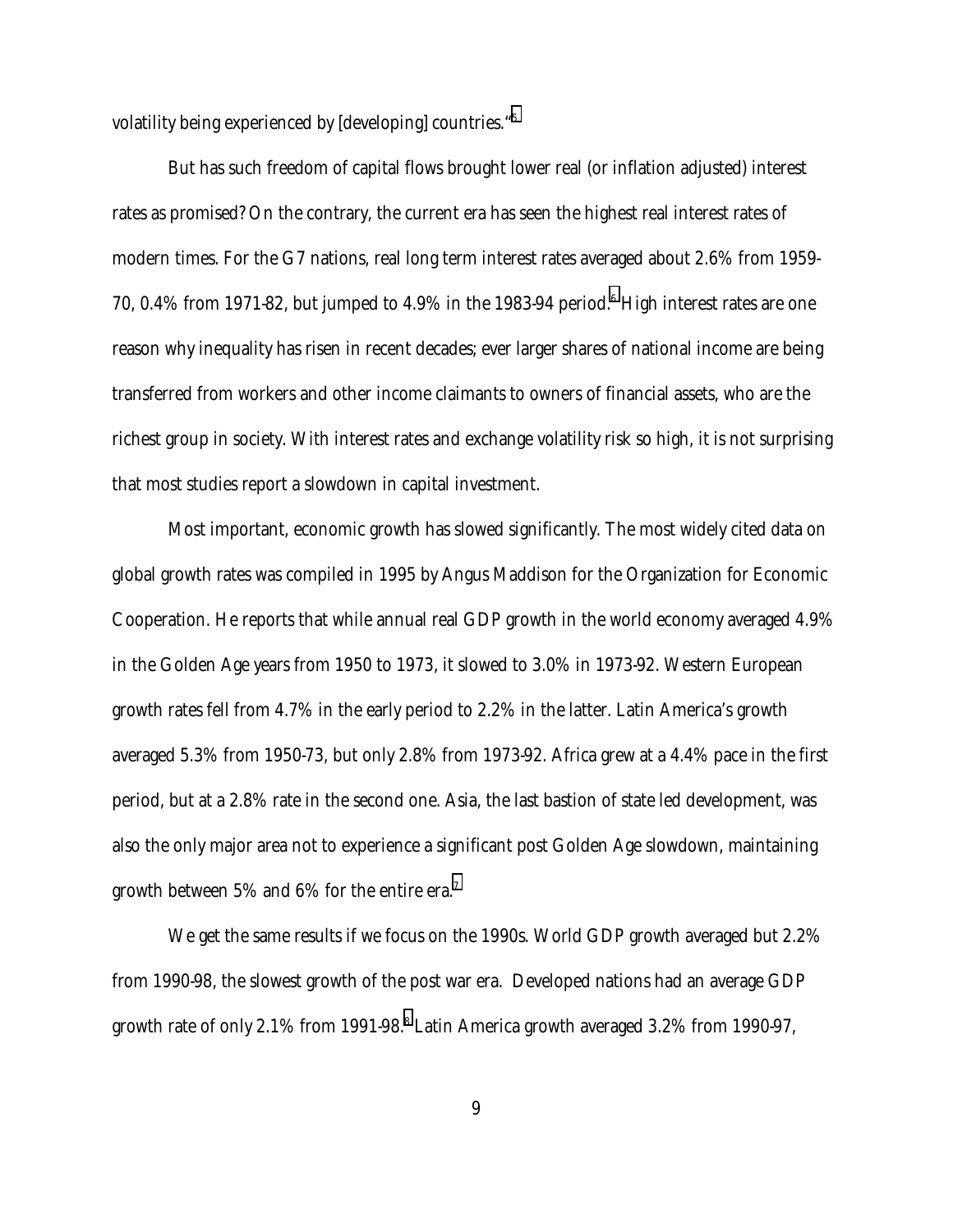volatility being experienced by [developing] countries."[5]

But has such freedom of capital flows brought lower real (or inflation adjusted) interest rates as promised? On the contrary, the current era has seen the highest real interest rates of modern times. For the G7 nations, real long term interest rates averaged about 2.6% from 1959-70, 0.4% from 1971-82, but jumped to 4.9% in the 1983-94 period.[6] High interest rates are one reason why inequality has risen in recent decades; ever larger shares of national income are being transferred from workers and other income claimants to owners of financial assets, who are the richest group in society. With interest rates and exchange volatility risk so high, it is not surprising that most studies report a slowdown in capital investment.

Most important, economic growth has slowed significantly. The most widely cited data on global growth rates was compiled in 1995 by Angus Maddison for the Organization for Economic Cooperation. He reports that while annual real GDP growth in the world economy averaged 4.9% in the Golden Age years from 1950 to 1973, it slowed to 3.0% in 1973-92. Western European growth rates fell from 4.7% in the early period to 2.2% in the latter. Latin America's growth averaged 5.3% from 1950-73, but only 2.8% from 1973-92. Africa grew at a 4.4% pace in the first period, but at a 2.8% rate in the second one. Asia, the last bastion of state led development, was also the only major area not to experience a significant post Golden Age slowdown, maintaining growth between 5% and 6% for the entire era.[7]

We get the same results if we focus on the 1990s. World GDP growth averaged but 2.2% from 1990-98, the slowest growth of the post war era. Developed nations had an average GDP growth rate of only 2.1% from 1991-98.[8] Latin America growth averaged 3.2% from 1990-97,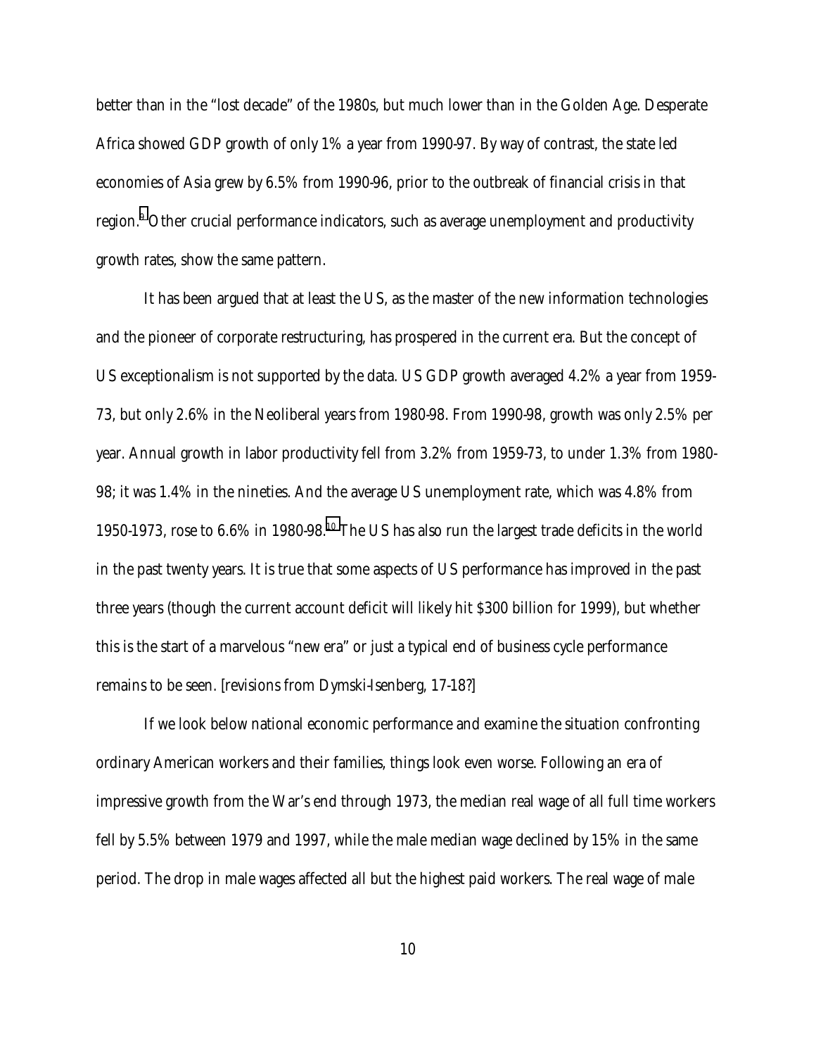better than in the "lost decade" of the 1980s, but much lower than in the Golden Age. Desperate Africa showed GDP growth of only 1% a year from 1990-97. By way of contrast, the state led economies of Asia grew by 6.5% from 1990-96, prior to the outbreak of financial crisis in that region.[9] Other crucial performance indicators, such as average unemployment and productivity growth rates, show the same pattern.

It has been argued that at least the US, as the master of the new information technologies and the pioneer of corporate restructuring, has prospered in the current era. But the concept of US exceptionalism is not supported by the data. US GDP growth averaged 4.2% a year from 1959-73, but only 2.6% in the Neoliberal years from 1980-98. From 1990-98, growth was only 2.5% per year. Annual growth in labor productivity fell from 3.2% from 1959-73, to under 1.3% from 1980-98; it was 1.4% in the nineties. And the average US unemployment rate, which was 4.8% from 1950-1973, rose to 6.6% in 1980-98.[10] The US has also run the largest trade deficits in the world in the past twenty years. It is true that some aspects of US performance has improved in the past three years (though the current account deficit will likely hit $300 billion for 1999), but whether this is the start of a marvelous "new era" or just a typical end of business cycle performance remains to be seen. [revisions from Dymski-Isenberg, 17-18?]

If we look below national economic performance and examine the situation confronting ordinary American workers and their families, things look even worse. Following an era of impressive growth from the War's end through 1973, the median real wage of all full time workers fell by 5.5% between 1979 and 1997, while the male median wage declined by 15% in the same period. The drop in male wages affected all but the highest paid workers. The real wage of male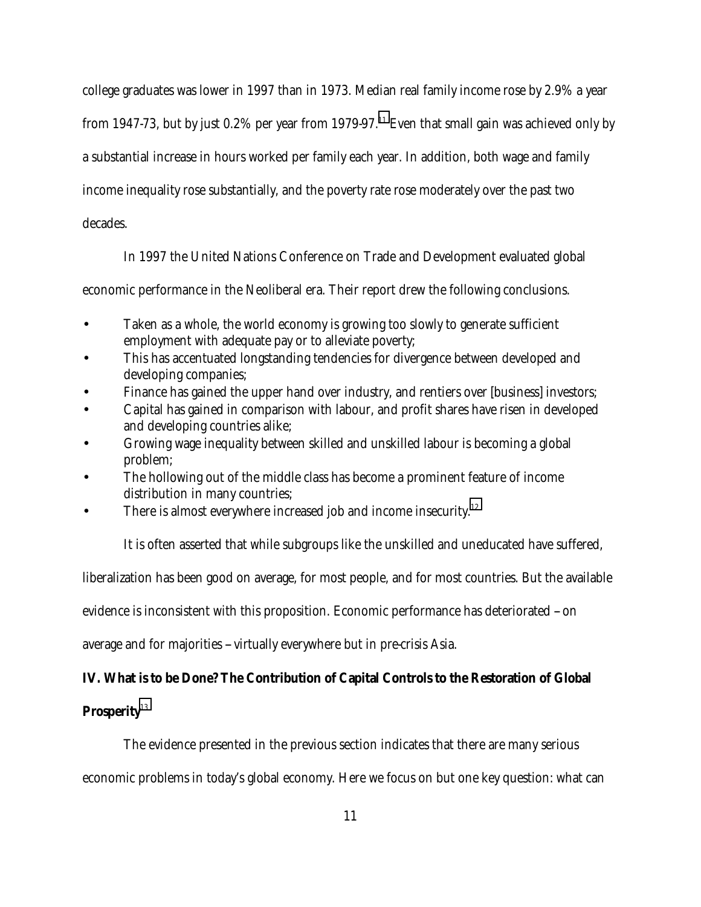college graduates was lower in 1997 than in 1973. Median real family income rose by 2.9% a year from 1947-73, but by just 0.2% per year from 1979-97.[11] Even that small gain was achieved only by a substantial increase in hours worked per family each year. In addition, both wage and family income inequality rose substantially, and the poverty rate rose moderately over the past two decades.

In 1997 the United Nations Conference on Trade and Development evaluated global economic performance in the Neoliberal era. Their report drew the following conclusions.

- Taken as a whole, the world economy is growing too slowly to generate sufficient employment with adequate pay or to alleviate poverty;
- This has accentuated longstanding tendencies for divergence between developed and developing companies;
- Finance has gained the upper hand over industry, and rentiers over [business] investors;
- Capital has gained in comparison with labour, and profit shares have risen in developed and developing countries alike;
- Growing wage inequality between skilled and unskilled labour is becoming a global problem;
- The hollowing out of the middle class has become a prominent feature of income distribution in many countries;
- There is almost everywhere increased job and income insecurity.[12]

It is often asserted that while subgroups like the unskilled and uneducated have suffered, liberalization has been good on average, for most people, and for most countries. But the available evidence is inconsistent with this proposition. Economic performance has deteriorated – on average and for majorities – virtually everywhere but in pre-crisis Asia.

## IV. What is to be Done? The Contribution of Capital Controls to the Restoration of Global Prosperity[13]

The evidence presented in the previous section indicates that there are many serious economic problems in today's global economy. Here we focus on but one key question: what can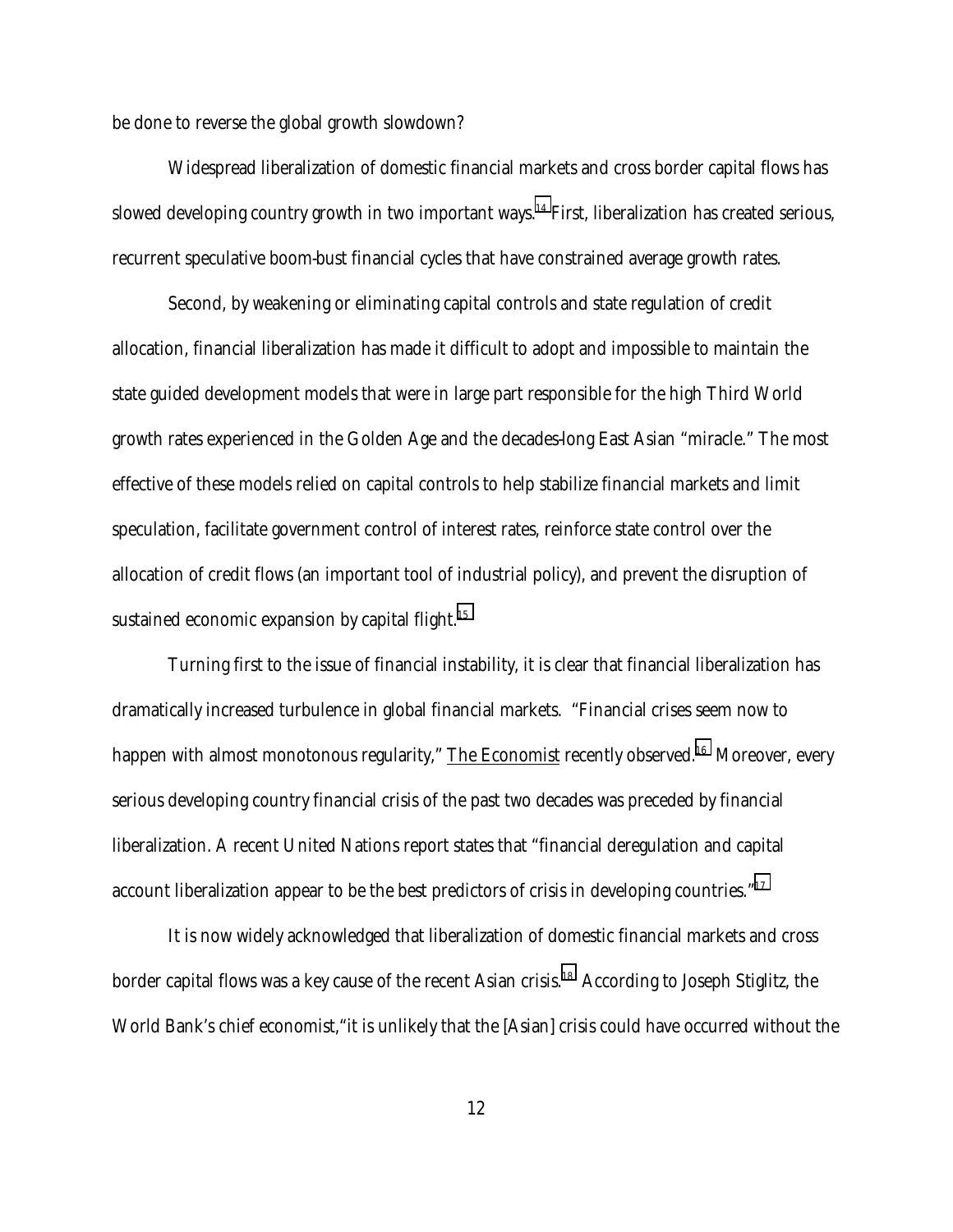be done to reverse the global growth slowdown?

Widespread liberalization of domestic financial markets and cross border capital flows has slowed developing country growth in two important ways.[14] First, liberalization has created serious, recurrent speculative boom-bust financial cycles that have constrained average growth rates.

Second, by weakening or eliminating capital controls and state regulation of credit allocation, financial liberalization has made it difficult to adopt and impossible to maintain the state guided development models that were in large part responsible for the high Third World growth rates experienced in the Golden Age and the decades-long East Asian "miracle." The most effective of these models relied on capital controls to help stabilize financial markets and limit speculation, facilitate government control of interest rates, reinforce state control over the allocation of credit flows (an important tool of industrial policy), and prevent the disruption of sustained economic expansion by capital flight.[15]

Turning first to the issue of financial instability, it is clear that financial liberalization has dramatically increased turbulence in global financial markets. "Financial crises seem now to happen with almost monotonous regularity," The Economist recently observed.[16] Moreover, every serious developing country financial crisis of the past two decades was preceded by financial liberalization. A recent United Nations report states that "financial deregulation and capital account liberalization appear to be the best predictors of crisis in developing countries."[17]

It is now widely acknowledged that liberalization of domestic financial markets and cross border capital flows was a key cause of the recent Asian crisis.[18] According to Joseph Stiglitz, the World Bank's chief economist,"it is unlikely that the [Asian] crisis could have occurred without the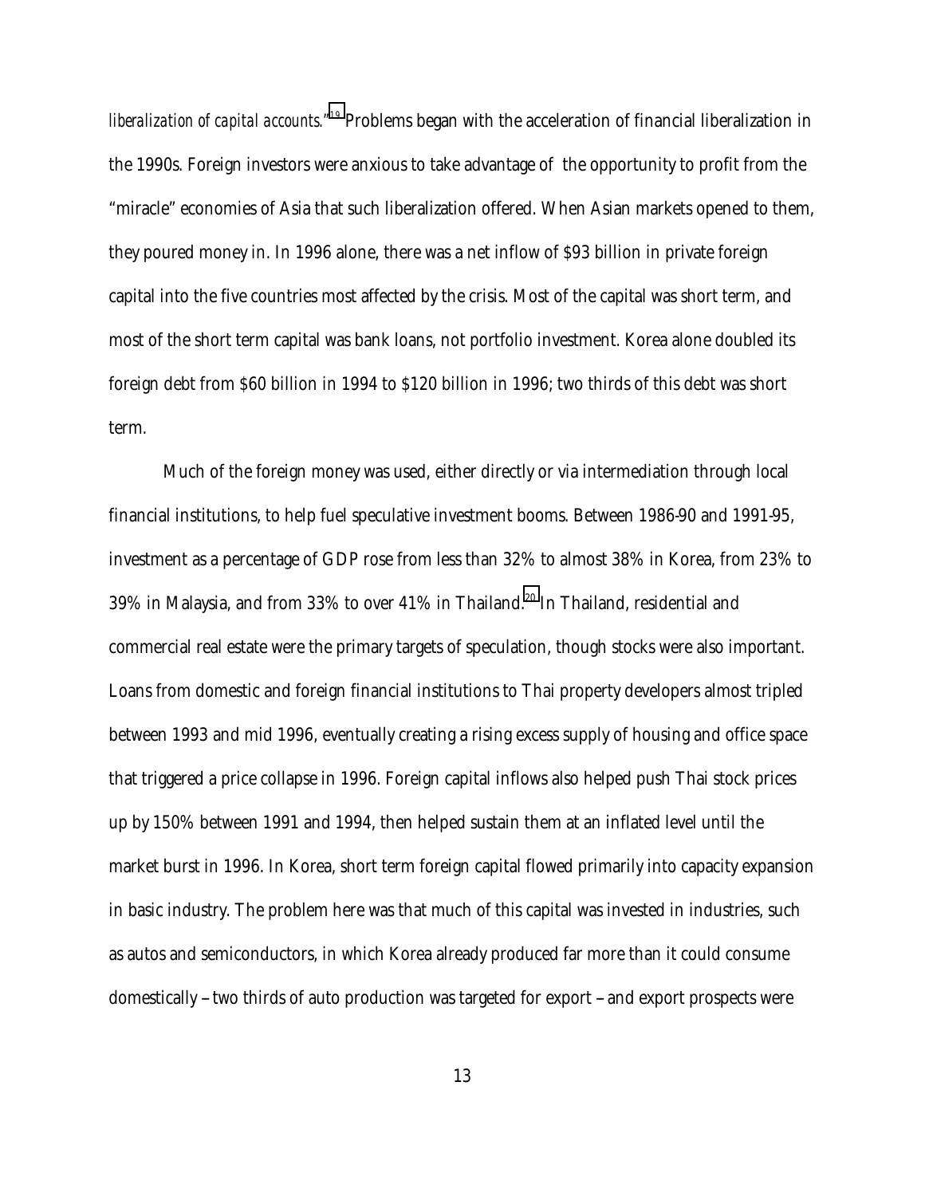*liberalization of capital accounts*."[19] Problems began with the acceleration of financial liberalization in the 1990s. Foreign investors were anxious to take advantage of the opportunity to profit from the "miracle" economies of Asia that such liberalization offered. When Asian markets opened to them, they poured money in. In 1996 alone, there was a net inflow of $93 billion in private foreign capital into the five countries most affected by the crisis. Most of the capital was short term, and most of the short term capital was bank loans, not portfolio investment. Korea alone doubled its foreign debt from $60 billion in 1994 to $120 billion in 1996; two thirds of this debt was short term.

Much of the foreign money was used, either directly or via intermediation through local financial institutions, to help fuel speculative investment booms. Between 1986-90 and 1991-95, investment as a percentage of GDP rose from less than 32% to almost 38% in Korea, from 23% to 39% in Malaysia, and from 33% to over 41% in Thailand.[20] In Thailand, residential and commercial real estate were the primary targets of speculation, though stocks were also important. Loans from domestic and foreign financial institutions to Thai property developers almost tripled between 1993 and mid 1996, eventually creating a rising excess supply of housing and office space that triggered a price collapse in 1996. Foreign capital inflows also helped push Thai stock prices up by 150% between 1991 and 1994, then helped sustain them at an inflated level until the market burst in 1996. In Korea, short term foreign capital flowed primarily into capacity expansion in basic industry. The problem here was that much of this capital was invested in industries, such as autos and semiconductors, in which Korea already produced far more than it could consume domestically – two thirds of auto production was targeted for export – and export prospects were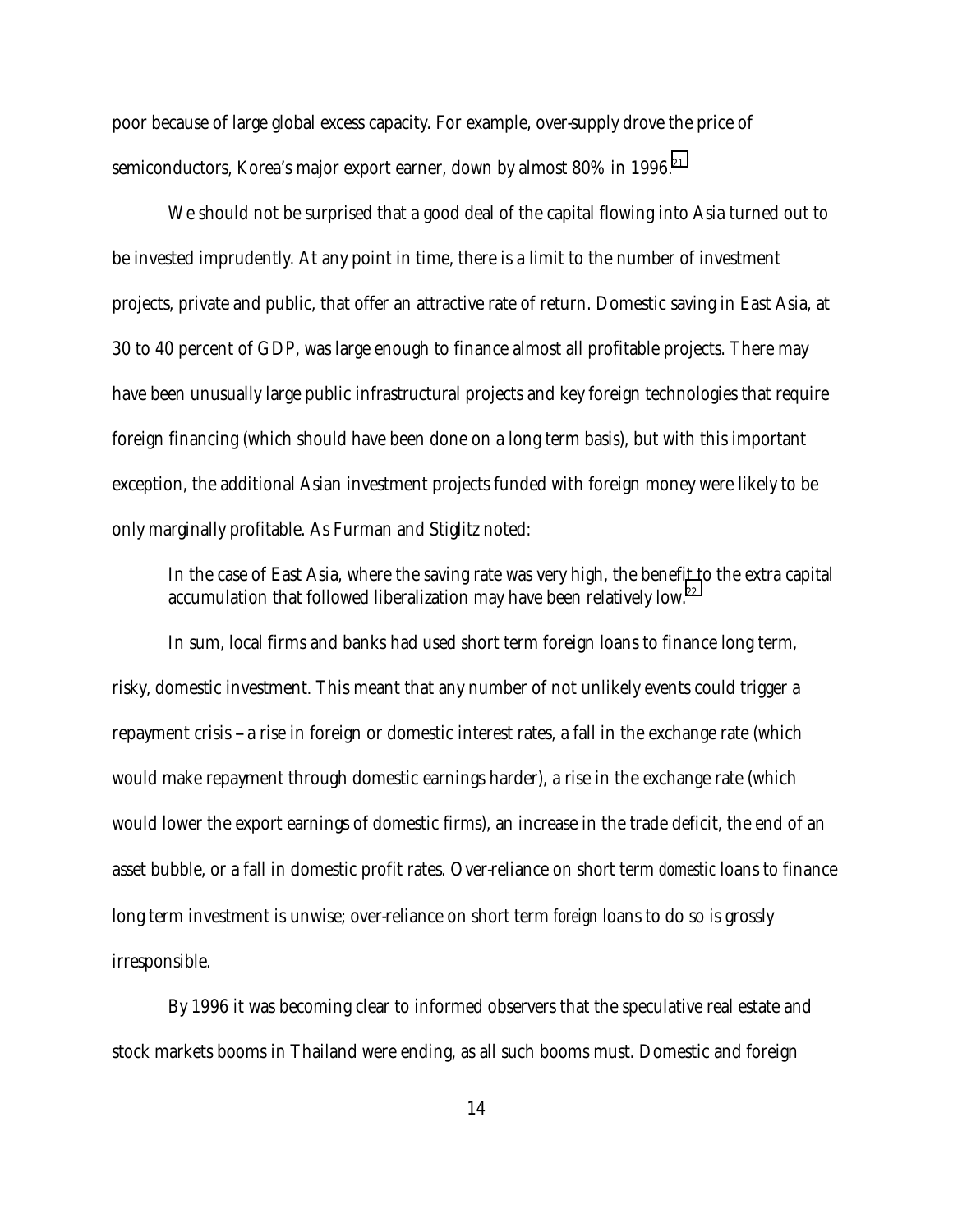poor because of large global excess capacity. For example, over-supply drove the price of semiconductors, Korea's major export earner, down by almost 80% in 1996.[21]

We should not be surprised that a good deal of the capital flowing into Asia turned out to be invested imprudently. At any point in time, there is a limit to the number of investment projects, private and public, that offer an attractive rate of return. Domestic saving in East Asia, at 30 to 40 percent of GDP, was large enough to finance almost all profitable projects. There may have been unusually large public infrastructural projects and key foreign technologies that require foreign financing (which should have been done on a long term basis), but with this important exception, the additional Asian investment projects funded with foreign money were likely to be only marginally profitable. As Furman and Stiglitz noted:

> In the case of East Asia, where the saving rate was very high, the benefit to the extra capital accumulation that followed liberalization may have been relatively low.[22]

In sum, local firms and banks had used short term foreign loans to finance long term, risky, domestic investment. This meant that any number of not unlikely events could trigger a repayment crisis – a rise in foreign or domestic interest rates, a fall in the exchange rate (which would make repayment through domestic earnings harder), a rise in the exchange rate (which would lower the export earnings of domestic firms), an increase in the trade deficit, the end of an asset bubble, or a fall in domestic profit rates. Over-reliance on short term *domestic* loans to finance long term investment is unwise; over-reliance on short term *foreign* loans to do so is grossly irresponsible.

By 1996 it was becoming clear to informed observers that the speculative real estate and stock markets booms in Thailand were ending, as all such booms must. Domestic and foreign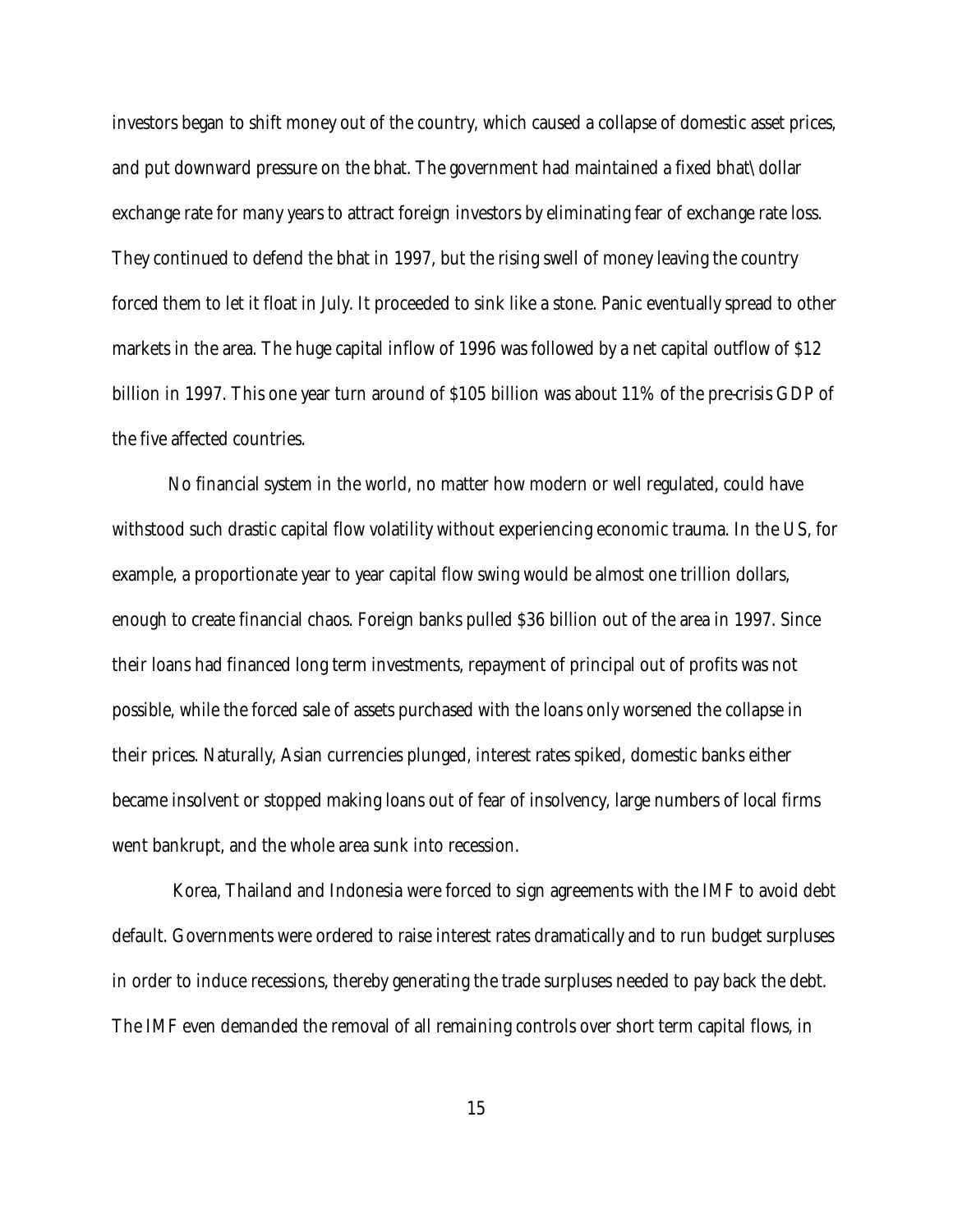investors began to shift money out of the country, which caused a collapse of domestic asset prices, and put downward pressure on the bhat. The government had maintained a fixed bhat\dollar exchange rate for many years to attract foreign investors by eliminating fear of exchange rate loss. They continued to defend the bhat in 1997, but the rising swell of money leaving the country forced them to let it float in July. It proceeded to sink like a stone. Panic eventually spread to other markets in the area. The huge capital inflow of 1996 was followed by a net capital outflow of $12 billion in 1997. This one year turn around of $105 billion was about 11% of the pre-crisis GDP of the five affected countries.

No financial system in the world, no matter how modern or well regulated, could have withstood such drastic capital flow volatility without experiencing economic trauma. In the US, for example, a proportionate year to year capital flow swing would be almost one trillion dollars, enough to create financial chaos. Foreign banks pulled $36 billion out of the area in 1997. Since their loans had financed long term investments, repayment of principal out of profits was not possible, while the forced sale of assets purchased with the loans only worsened the collapse in their prices. Naturally, Asian currencies plunged, interest rates spiked, domestic banks either became insolvent or stopped making loans out of fear of insolvency, large numbers of local firms went bankrupt, and the whole area sunk into recession.

Korea, Thailand and Indonesia were forced to sign agreements with the IMF to avoid debt default. Governments were ordered to raise interest rates dramatically and to run budget surpluses in order to induce recessions, thereby generating the trade surpluses needed to pay back the debt. The IMF even demanded the removal of all remaining controls over short term capital flows, in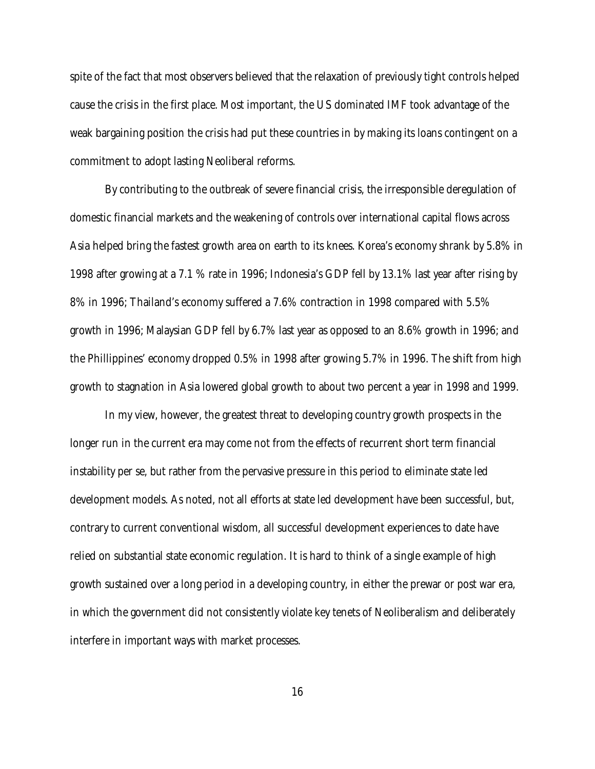spite of the fact that most observers believed that the relaxation of previously tight controls helped cause the crisis in the first place. Most important, the US dominated IMF took advantage of the weak bargaining position the crisis had put these countries in by making its loans contingent on a commitment to adopt lasting Neoliberal reforms.

By contributing to the outbreak of severe financial crisis, the irresponsible deregulation of domestic financial markets and the weakening of controls over international capital flows across Asia helped bring the fastest growth area on earth to its knees. Korea's economy shrank by 5.8% in 1998 after growing at a 7.1 % rate in 1996; Indonesia's GDP fell by 13.1% last year after rising by 8% in 1996; Thailand's economy suffered a 7.6% contraction in 1998 compared with 5.5% growth in 1996; Malaysian GDP fell by 6.7% last year as opposed to an 8.6% growth in 1996; and the Phillippines' economy dropped 0.5% in 1998 after growing 5.7% in 1996. The shift from high growth to stagnation in Asia lowered global growth to about two percent a year in 1998 and 1999.

In my view, however, the greatest threat to developing country growth prospects in the longer run in the current era may come not from the effects of recurrent short term financial instability per se, but rather from the pervasive pressure in this period to eliminate state led development models. As noted, not all efforts at state led development have been successful, but, contrary to current conventional wisdom, all successful development experiences to date have relied on substantial state economic regulation. It is hard to think of a single example of high growth sustained over a long period in a developing country, in either the prewar or post war era, in which the government did not consistently violate key tenets of Neoliberalism and deliberately interfere in important ways with market processes.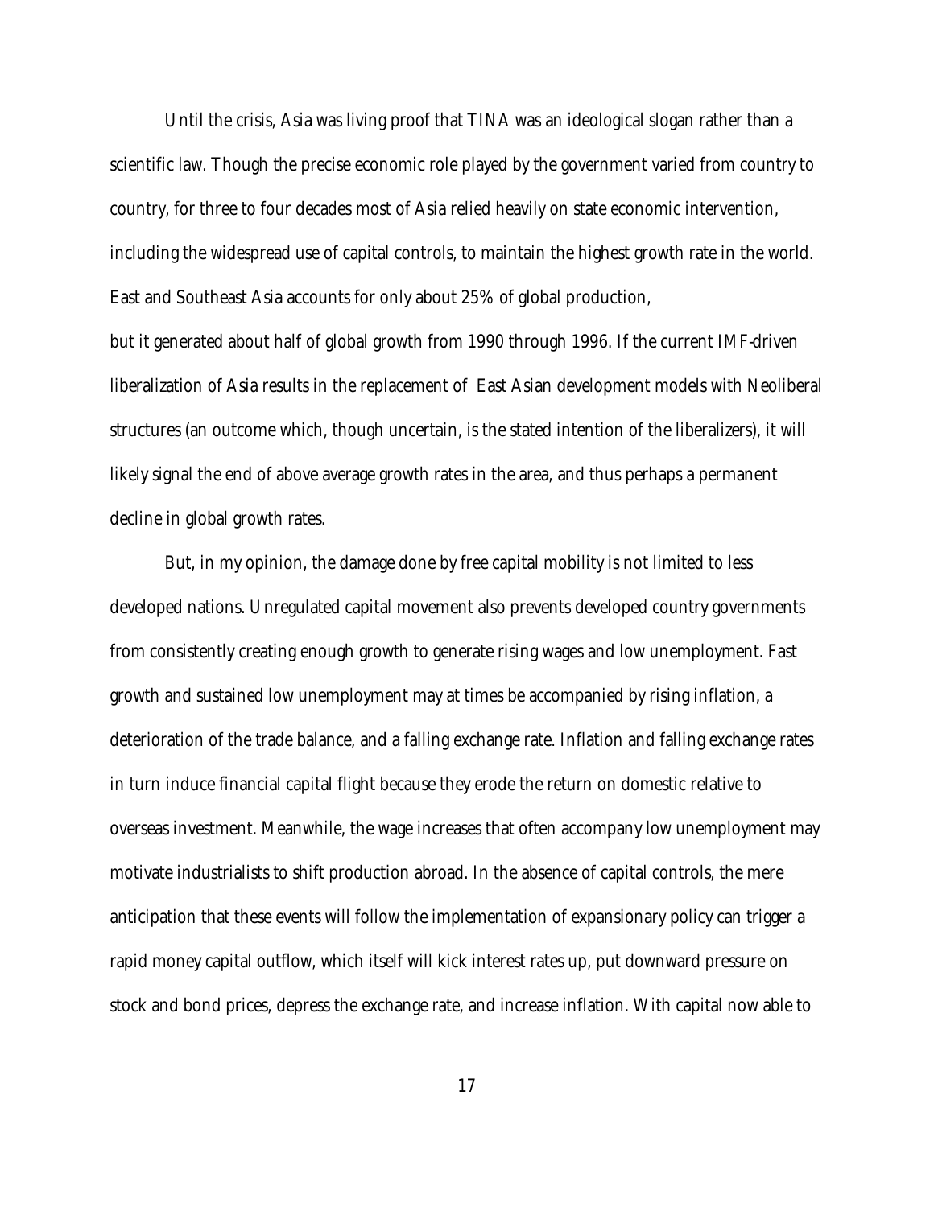Until the crisis, Asia was living proof that TINA was an ideological slogan rather than a scientific law. Though the precise economic role played by the government varied from country to country, for three to four decades most of Asia relied heavily on state economic intervention, including the widespread use of capital controls, to maintain the highest growth rate in the world. East and Southeast Asia accounts for only about 25% of global production, but it generated about half of global growth from 1990 through 1996. If the current IMF-driven liberalization of Asia results in the replacement of East Asian development models with Neoliberal structures (an outcome which, though uncertain, is the stated intention of the liberalizers), it will likely signal the end of above average growth rates in the area, and thus perhaps a permanent decline in global growth rates.

But, in my opinion, the damage done by free capital mobility is not limited to less developed nations. Unregulated capital movement also prevents developed country governments from consistently creating enough growth to generate rising wages and low unemployment. Fast growth and sustained low unemployment may at times be accompanied by rising inflation, a deterioration of the trade balance, and a falling exchange rate. Inflation and falling exchange rates in turn induce financial capital flight because they erode the return on domestic relative to overseas investment. Meanwhile, the wage increases that often accompany low unemployment may motivate industrialists to shift production abroad. In the absence of capital controls, the mere anticipation that these events will follow the implementation of expansionary policy can trigger a rapid money capital outflow, which itself will kick interest rates up, put downward pressure on stock and bond prices, depress the exchange rate, and increase inflation. With capital now able to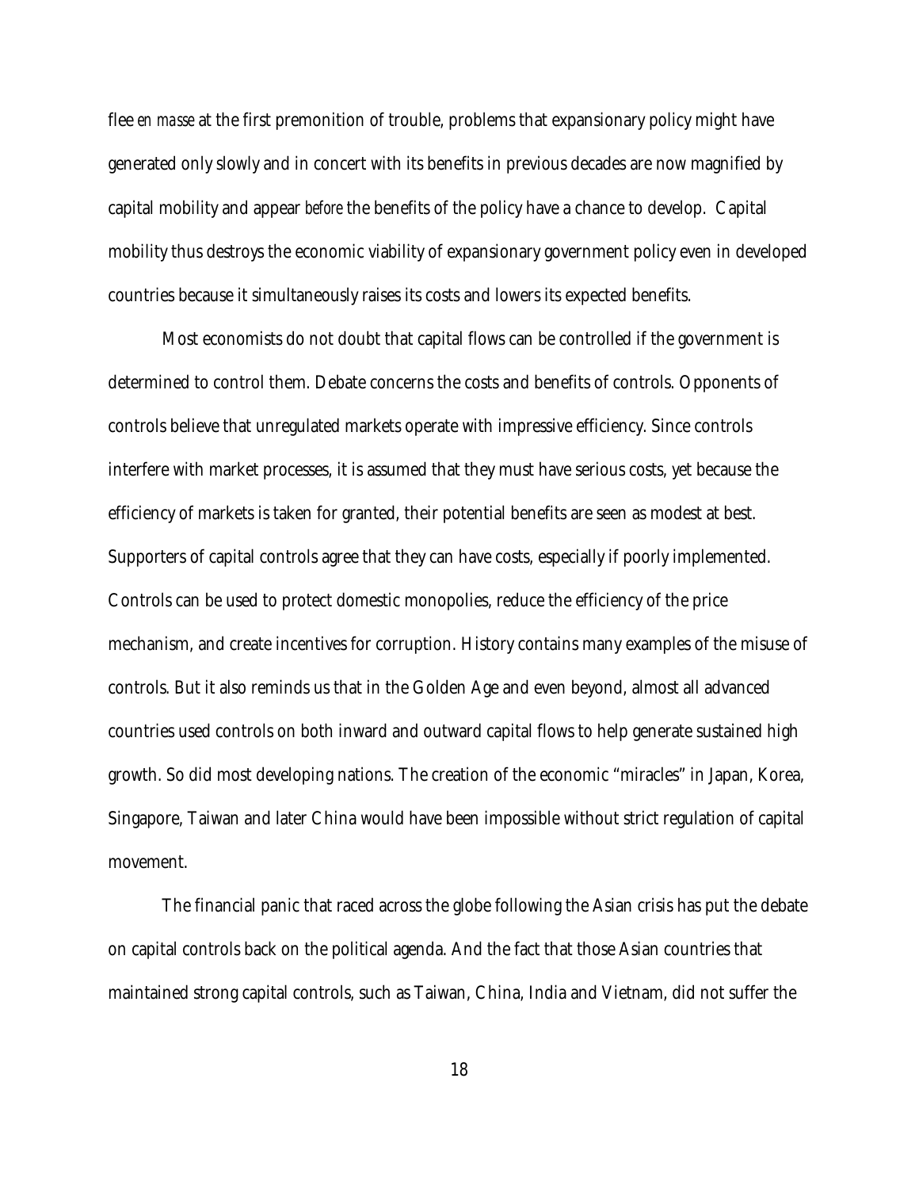flee *en masse* at the first premonition of trouble, problems that expansionary policy might have generated only slowly and in concert with its benefits in previous decades are now magnified by capital mobility and appear *before* the benefits of the policy have a chance to develop. Capital mobility thus destroys the economic viability of expansionary government policy even in developed countries because it simultaneously raises its costs and lowers its expected benefits.

Most economists do not doubt that capital flows can be controlled if the government is determined to control them. Debate concerns the costs and benefits of controls. Opponents of controls believe that unregulated markets operate with impressive efficiency. Since controls interfere with market processes, it is assumed that they must have serious costs, yet because the efficiency of markets is taken for granted, their potential benefits are seen as modest at best. Supporters of capital controls agree that they can have costs, especially if poorly implemented. Controls can be used to protect domestic monopolies, reduce the efficiency of the price mechanism, and create incentives for corruption. History contains many examples of the misuse of controls. But it also reminds us that in the Golden Age and even beyond, almost all advanced countries used controls on both inward and outward capital flows to help generate sustained high growth. So did most developing nations. The creation of the economic "miracles" in Japan, Korea, Singapore, Taiwan and later China would have been impossible without strict regulation of capital movement.

The financial panic that raced across the globe following the Asian crisis has put the debate on capital controls back on the political agenda. And the fact that those Asian countries that maintained strong capital controls, such as Taiwan, China, India and Vietnam, did not suffer the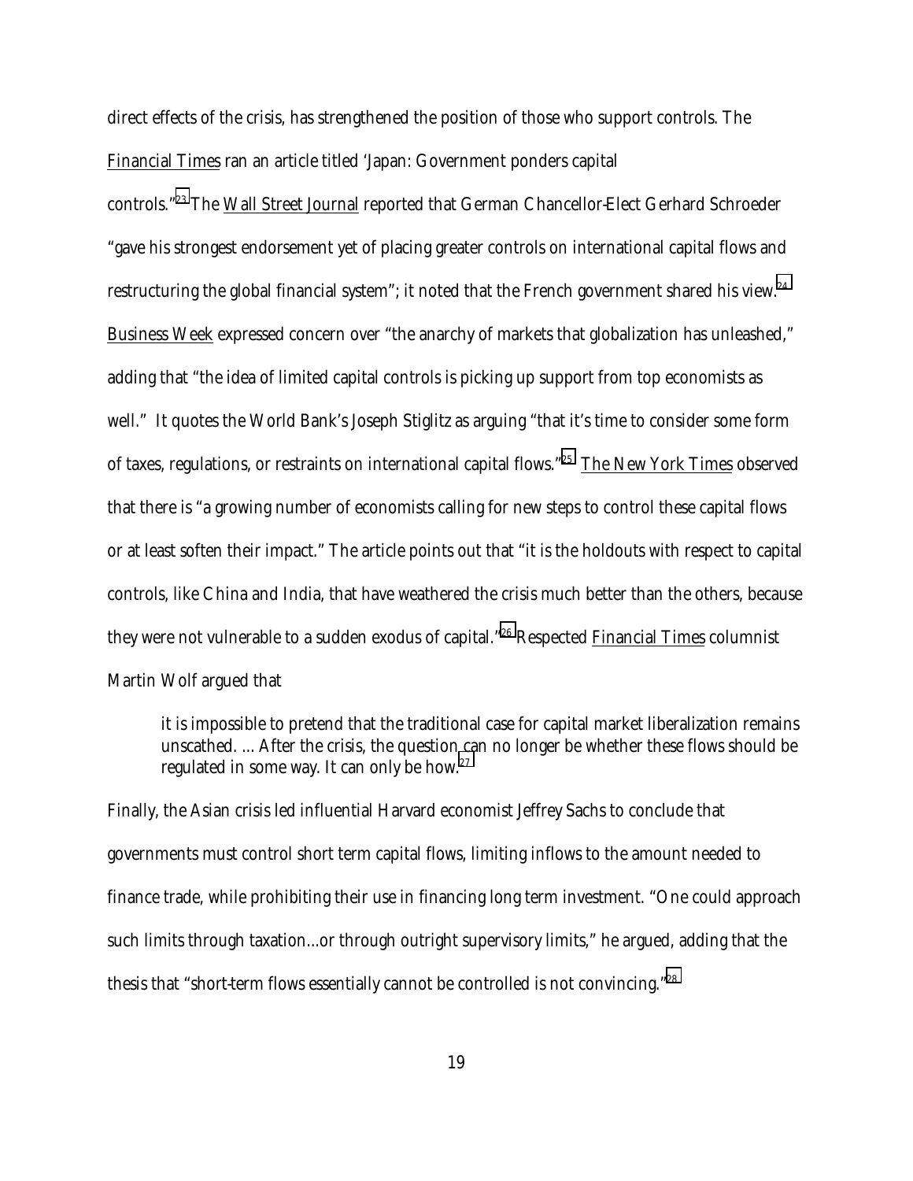direct effects of the crisis, has strengthened the position of those who support controls. The Financial Times ran an article titled 'Japan: Government ponders capital controls."[23] The Wall Street Journal reported that German Chancellor-Elect Gerhard Schroeder "gave his strongest endorsement yet of placing greater controls on international capital flows and restructuring the global financial system"; it noted that the French government shared his view.[24] Business Week expressed concern over "the anarchy of markets that globalization has unleashed," adding that "the idea of limited capital controls is picking up support from top economists as well." It quotes the World Bank's Joseph Stiglitz as arguing "that it's time to consider some form of taxes, regulations, or restraints on international capital flows."[25] The New York Times observed that there is "a growing number of economists calling for new steps to control these capital flows or at least soften their impact." The article points out that "it is the holdouts with respect to capital controls, like China and India, that have weathered the crisis much better than the others, because they were not vulnerable to a sudden exodus of capital."[26] Respected Financial Times columnist Martin Wolf argued that

> it is impossible to pretend that the traditional case for capital market liberalization remains unscathed. ... After the crisis, the question can no longer be whether these flows should be regulated in some way. It can only be how.[27]

Finally, the Asian crisis led influential Harvard economist Jeffrey Sachs to conclude that governments must control short term capital flows, limiting inflows to the amount needed to finance trade, while prohibiting their use in financing long term investment. "One could approach such limits through taxation...or through outright supervisory limits," he argued, adding that the thesis that "short-term flows essentially cannot be controlled is not convincing."[28]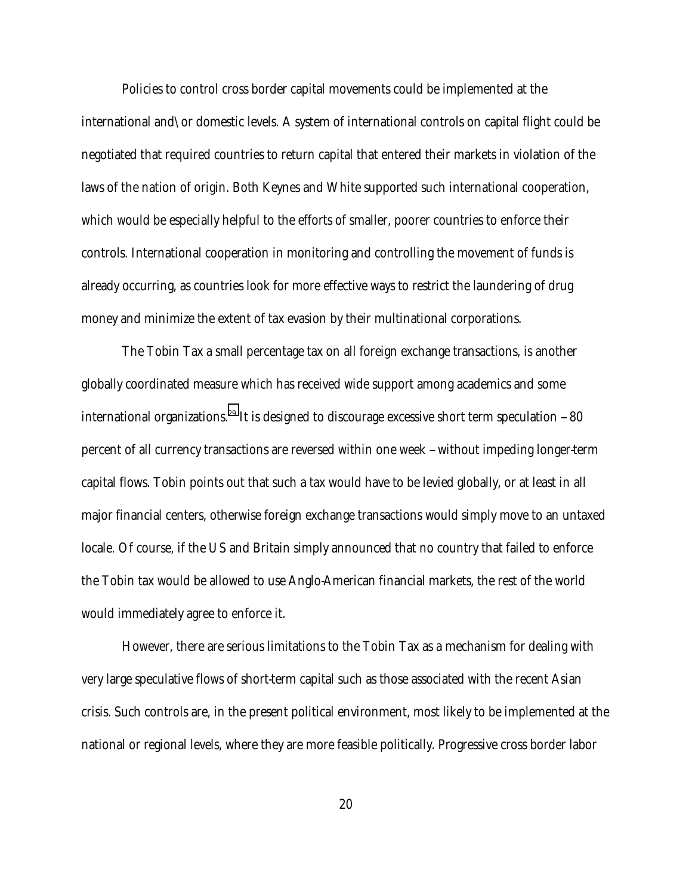Policies to control cross border capital movements could be implemented at the international and\or domestic levels. A system of international controls on capital flight could be negotiated that required countries to return capital that entered their markets in violation of the laws of the nation of origin. Both Keynes and White supported such international cooperation, which would be especially helpful to the efforts of smaller, poorer countries to enforce their controls. International cooperation in monitoring and controlling the movement of funds is already occurring, as countries look for more effective ways to restrict the laundering of drug money and minimize the extent of tax evasion by their multinational corporations.

The Tobin Tax a small percentage tax on all foreign exchange transactions, is another globally coordinated measure which has received wide support among academics and some international organizations.[29] It is designed to discourage excessive short term speculation – 80 percent of all currency transactions are reversed within one week – without impeding longer-term capital flows. Tobin points out that such a tax would have to be levied globally, or at least in all major financial centers, otherwise foreign exchange transactions would simply move to an untaxed locale. Of course, if the US and Britain simply announced that no country that failed to enforce the Tobin tax would be allowed to use Anglo-American financial markets, the rest of the world would immediately agree to enforce it.

However, there are serious limitations to the Tobin Tax as a mechanism for dealing with very large speculative flows of short-term capital such as those associated with the recent Asian crisis. Such controls are, in the present political environment, most likely to be implemented at the national or regional levels, where they are more feasible politically. Progressive cross border labor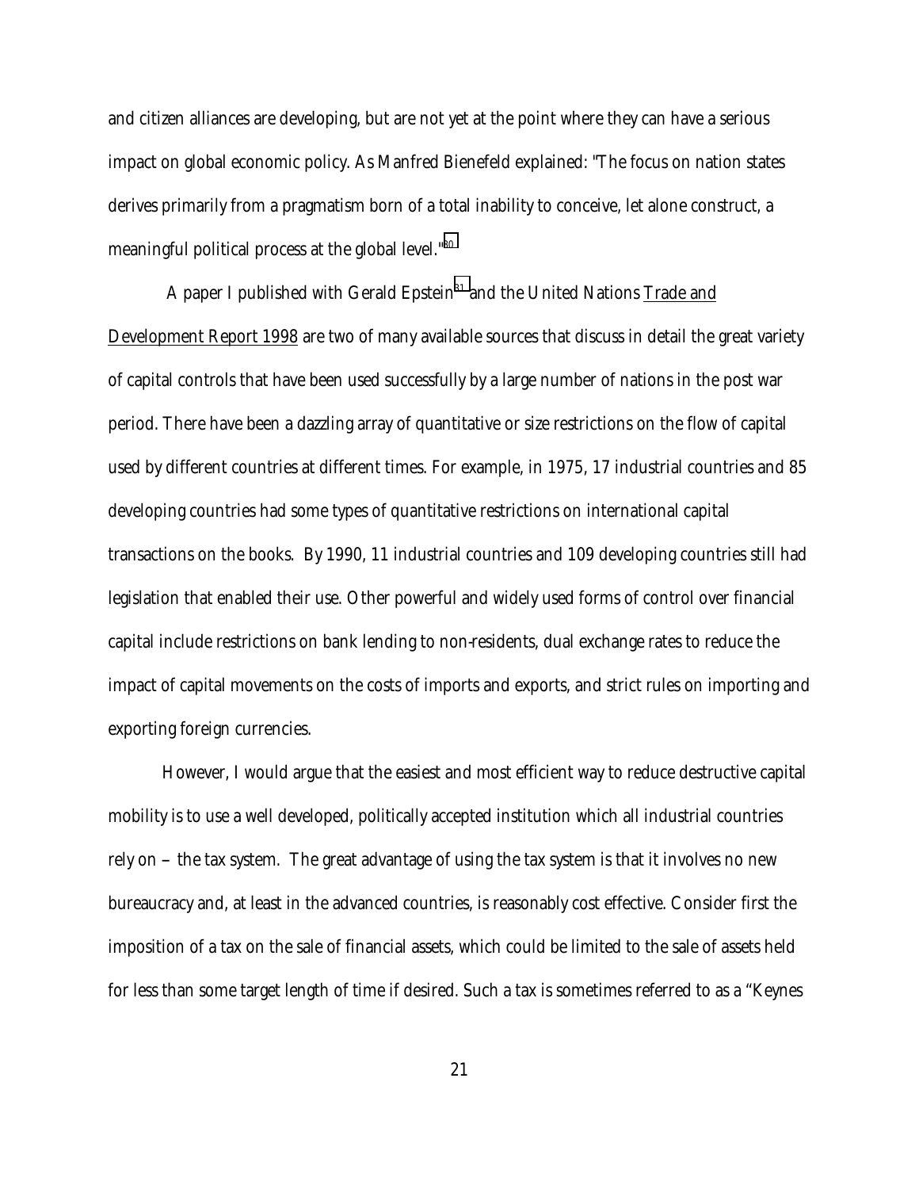and citizen alliances are developing, but are not yet at the point where they can have a serious impact on global economic policy. As Manfred Bienefeld explained: "The focus on nation states derives primarily from a pragmatism born of a total inability to conceive, let alone construct, a meaningful political process at the global level."[80]

A paper I published with Gerald Epstein[81] and the United Nations Trade and Development Report 1998 are two of many available sources that discuss in detail the great variety of capital controls that have been used successfully by a large number of nations in the post war period. There have been a dazzling array of quantitative or size restrictions on the flow of capital used by different countries at different times. For example, in 1975, 17 industrial countries and 85 developing countries had some types of quantitative restrictions on international capital transactions on the books. By 1990, 11 industrial countries and 109 developing countries still had legislation that enabled their use. Other powerful and widely used forms of control over financial capital include restrictions on bank lending to non-residents, dual exchange rates to reduce the impact of capital movements on the costs of imports and exports, and strict rules on importing and exporting foreign currencies.

However, I would argue that the easiest and most efficient way to reduce destructive capital mobility is to use a well developed, politically accepted institution which all industrial countries rely on – the tax system. The great advantage of using the tax system is that it involves no new bureaucracy and, at least in the advanced countries, is reasonably cost effective. Consider first the imposition of a tax on the sale of financial assets, which could be limited to the sale of assets held for less than some target length of time if desired. Such a tax is sometimes referred to as a "Keynes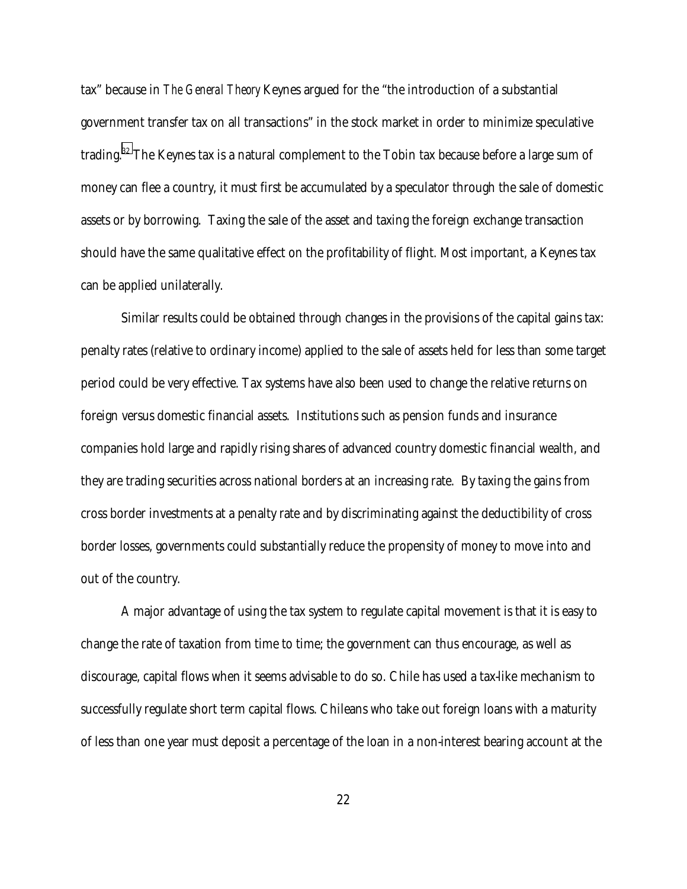tax" because in *The General Theory* Keynes argued for the "the introduction of a substantial government transfer tax on all transactions" in the stock market in order to minimize speculative trading.[32] The Keynes tax is a natural complement to the Tobin tax because before a large sum of money can flee a country, it must first be accumulated by a speculator through the sale of domestic assets or by borrowing. Taxing the sale of the asset and taxing the foreign exchange transaction should have the same qualitative effect on the profitability of flight. Most important, a Keynes tax can be applied unilaterally.

Similar results could be obtained through changes in the provisions of the capital gains tax: penalty rates (relative to ordinary income) applied to the sale of assets held for less than some target period could be very effective. Tax systems have also been used to change the relative returns on foreign versus domestic financial assets. Institutions such as pension funds and insurance companies hold large and rapidly rising shares of advanced country domestic financial wealth, and they are trading securities across national borders at an increasing rate. By taxing the gains from cross border investments at a penalty rate and by discriminating against the deductibility of cross border losses, governments could substantially reduce the propensity of money to move into and out of the country.

A major advantage of using the tax system to regulate capital movement is that it is easy to change the rate of taxation from time to time; the government can thus encourage, as well as discourage, capital flows when it seems advisable to do so. Chile has used a tax-like mechanism to successfully regulate short term capital flows. Chileans who take out foreign loans with a maturity of less than one year must deposit a percentage of the loan in a non-interest bearing account at the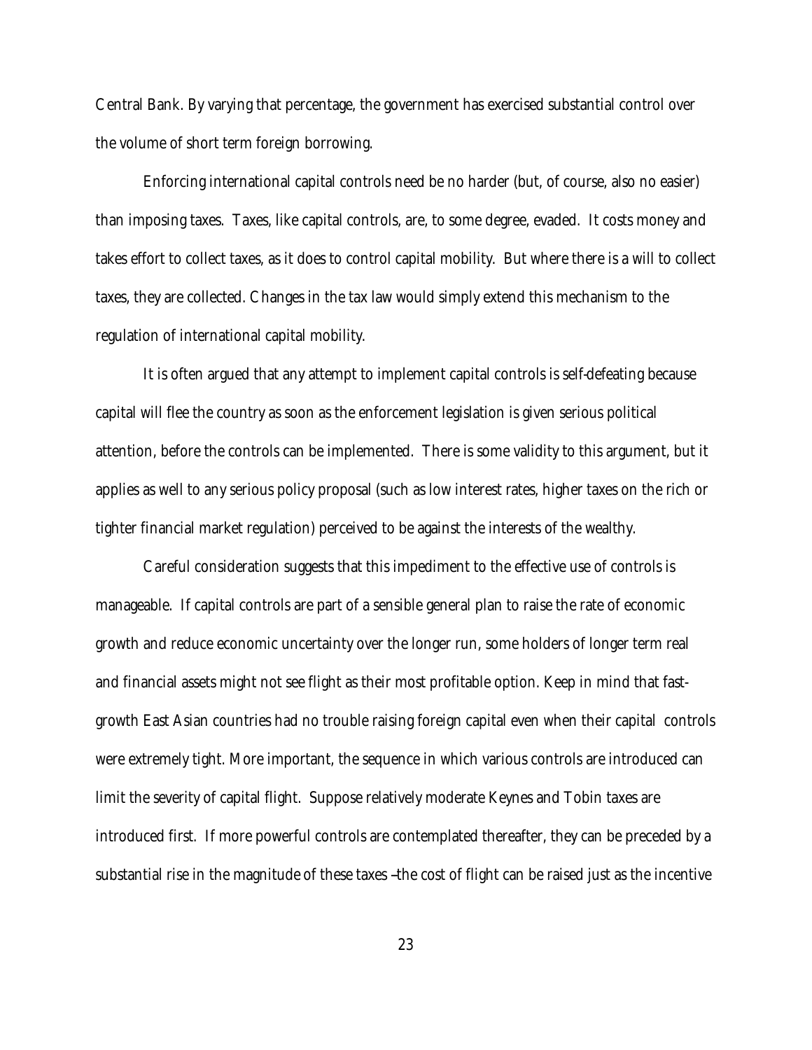Central Bank. By varying that percentage, the government has exercised substantial control over the volume of short term foreign borrowing.

Enforcing international capital controls need be no harder (but, of course, also no easier) than imposing taxes. Taxes, like capital controls, are, to some degree, evaded. It costs money and takes effort to collect taxes, as it does to control capital mobility. But where there is a will to collect taxes, they are collected. Changes in the tax law would simply extend this mechanism to the regulation of international capital mobility.

It is often argued that any attempt to implement capital controls is self-defeating because capital will flee the country as soon as the enforcement legislation is given serious political attention, before the controls can be implemented. There is some validity to this argument, but it applies as well to any serious policy proposal (such as low interest rates, higher taxes on the rich or tighter financial market regulation) perceived to be against the interests of the wealthy.

Careful consideration suggests that this impediment to the effective use of controls is manageable. If capital controls are part of a sensible general plan to raise the rate of economic growth and reduce economic uncertainty over the longer run, some holders of longer term real and financial assets might not see flight as their most profitable option. Keep in mind that fast-growth East Asian countries had no trouble raising foreign capital even when their capital controls were extremely tight. More important, the sequence in which various controls are introduced can limit the severity of capital flight. Suppose relatively moderate Keynes and Tobin taxes are introduced first. If more powerful controls are contemplated thereafter, they can be preceded by a substantial rise in the magnitude of these taxes –the cost of flight can be raised just as the incentive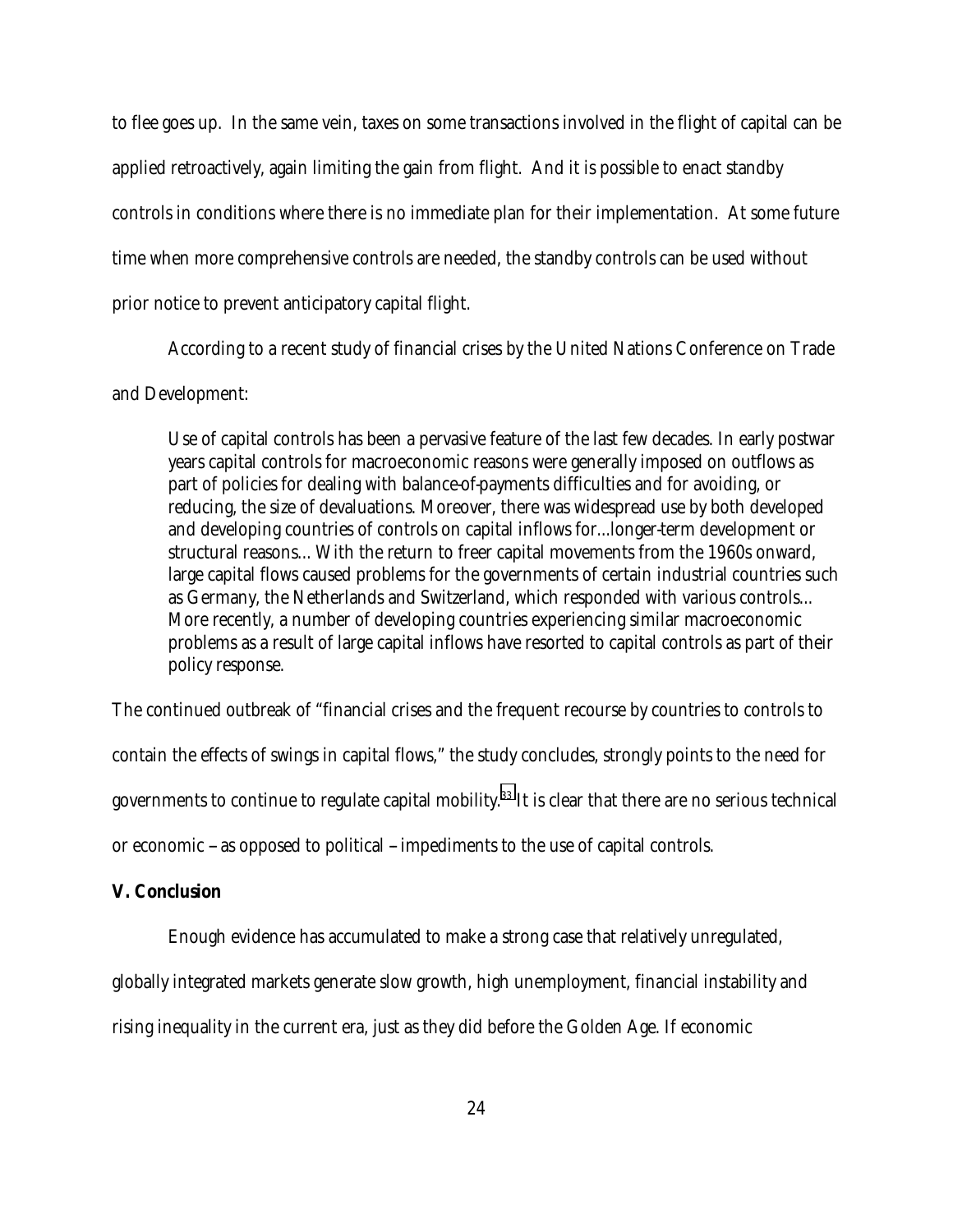to flee goes up. In the same vein, taxes on some transactions involved in the flight of capital can be applied retroactively, again limiting the gain from flight. And it is possible to enact standby controls in conditions where there is no immediate plan for their implementation. At some future time when more comprehensive controls are needed, the standby controls can be used without prior notice to prevent anticipatory capital flight.

According to a recent study of financial crises by the United Nations Conference on Trade and Development:

> Use of capital controls has been a pervasive feature of the last few decades. In early postwar years capital controls for macroeconomic reasons were generally imposed on outflows as part of policies for dealing with balance-of-payments difficulties and for avoiding, or reducing, the size of devaluations. Moreover, there was widespread use by both developed and developing countries of controls on capital inflows for...longer-term development or structural reasons... With the return to freer capital movements from the 1960s onward, large capital flows caused problems for the governments of certain industrial countries such as Germany, the Netherlands and Switzerland, which responded with various controls... More recently, a number of developing countries experiencing similar macroeconomic problems as a result of large capital inflows have resorted to capital controls as part of their policy response.

The continued outbreak of "financial crises and the frequent recourse by countries to controls to contain the effects of swings in capital flows," the study concludes, strongly points to the need for governments to continue to regulate capital mobility.[33] It is clear that there are no serious technical or economic – as opposed to political – impediments to the use of capital controls.

**V. Conclusion**

Enough evidence has accumulated to make a strong case that relatively unregulated, globally integrated markets generate slow growth, high unemployment, financial instability and rising inequality in the current era, just as they did before the Golden Age. If economic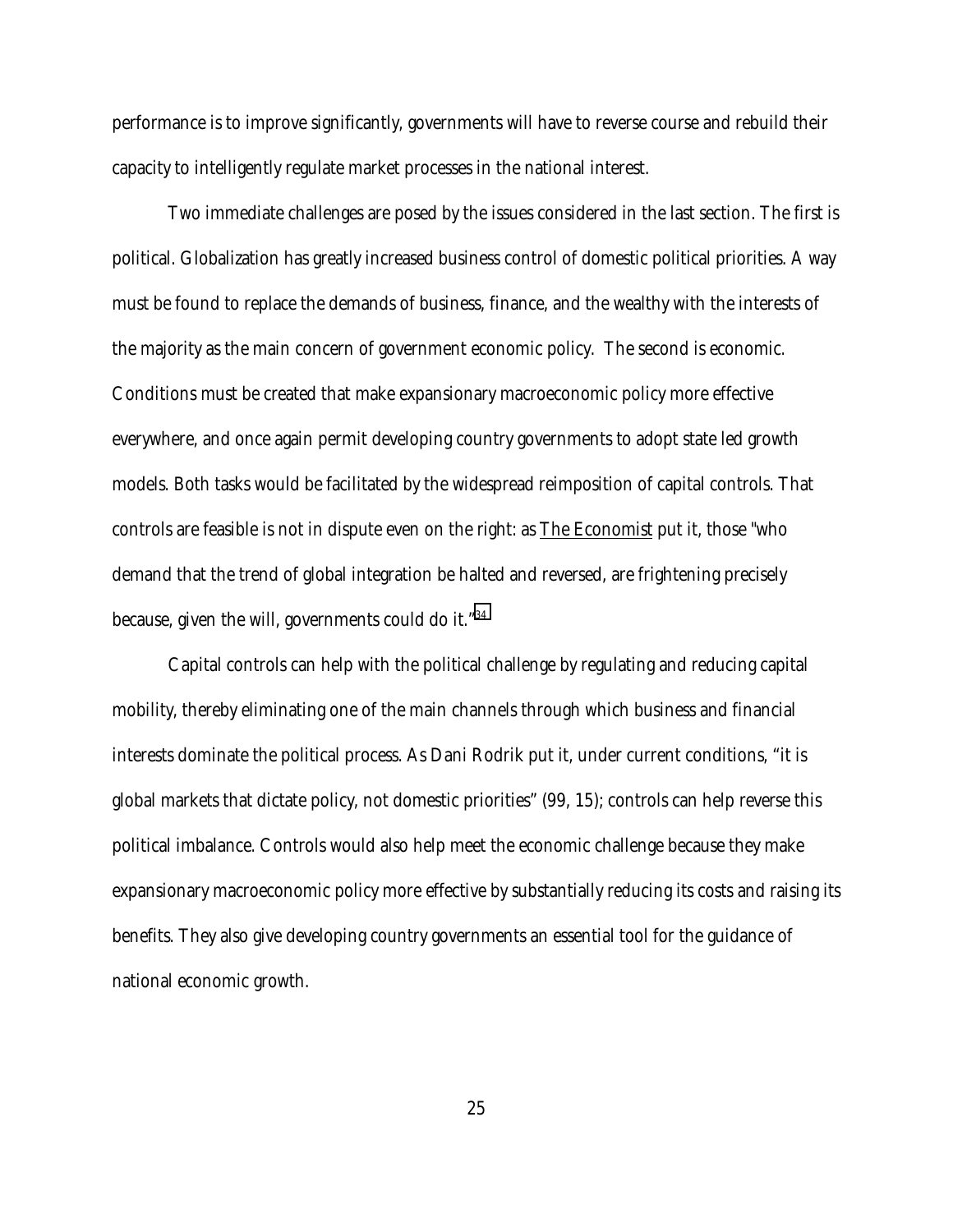performance is to improve significantly, governments will have to reverse course and rebuild their capacity to intelligently regulate market processes in the national interest.

Two immediate challenges are posed by the issues considered in the last section. The first is political. Globalization has greatly increased business control of domestic political priorities. A way must be found to replace the demands of business, finance, and the wealthy with the interests of the majority as the main concern of government economic policy. The second is economic. Conditions must be created that make expansionary macroeconomic policy more effective everywhere, and once again permit developing country governments to adopt state led growth models. Both tasks would be facilitated by the widespread reimposition of capital controls. That controls are feasible is not in dispute even on the right: as The Economist put it, those "who demand that the trend of global integration be halted and reversed, are frightening precisely because, given the will, governments could do it."[34]

Capital controls can help with the political challenge by regulating and reducing capital mobility, thereby eliminating one of the main channels through which business and financial interests dominate the political process. As Dani Rodrik put it, under current conditions, "it is global markets that dictate policy, not domestic priorities" (99, 15); controls can help reverse this political imbalance. Controls would also help meet the economic challenge because they make expansionary macroeconomic policy more effective by substantially reducing its costs and raising its benefits. They also give developing country governments an essential tool for the guidance of national economic growth.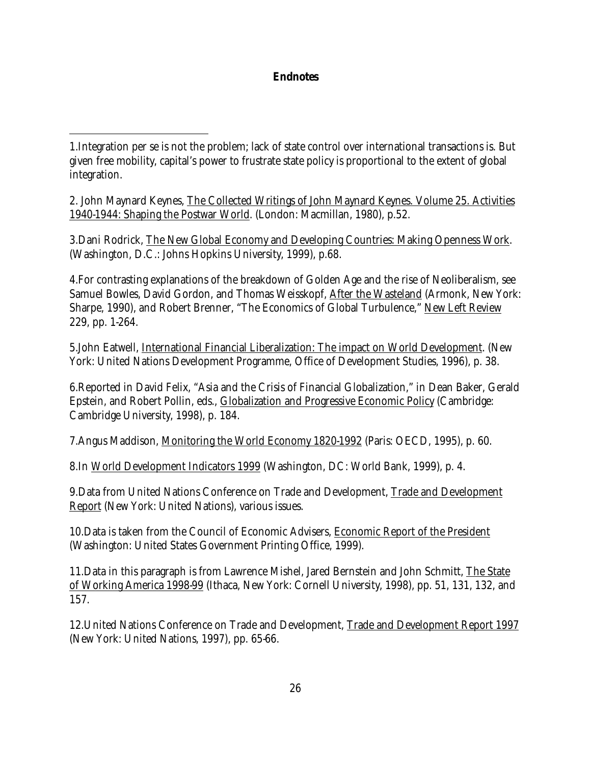**Endnotes**

1.Integration per se is not the problem; lack of state control over international transactions is. But given free mobility, capital's power to frustrate state policy is proportional to the extent of global integration.

2. John Maynard Keynes, The Collected Writings of John Maynard Keynes. Volume 25. Activities 1940-1944: Shaping the Postwar World. (London: Macmillan, 1980), p.52.

3.Dani Rodrick, The New Global Economy and Developing Countries: Making Openness Work. (Washington, D.C.: Johns Hopkins University, 1999), p.68.

4.For contrasting explanations of the breakdown of Golden Age and the rise of Neoliberalism, see Samuel Bowles, David Gordon, and Thomas Weisskopf, After the Wasteland (Armonk, New York: Sharpe, 1990), and Robert Brenner, "The Economics of Global Turbulence," New Left Review 229, pp. 1-264.

5.John Eatwell, International Financial Liberalization: The impact on World Development. (New York: United Nations Development Programme, Office of Development Studies, 1996), p. 38.

6.Reported in David Felix, "Asia and the Crisis of Financial Globalization," in Dean Baker, Gerald Epstein, and Robert Pollin, eds., Globalization and Progressive Economic Policy (Cambridge: Cambridge University, 1998), p. 184.

7.Angus Maddison, Monitoring the World Economy 1820-1992 (Paris: OECD, 1995), p. 60.

8.In World Development Indicators 1999 (Washington, DC: World Bank, 1999), p. 4.

9.Data from United Nations Conference on Trade and Development, Trade and Development Report (New York: United Nations), various issues.

10.Data is taken from the Council of Economic Advisers, Economic Report of the President (Washington: United States Government Printing Office, 1999).

11.Data in this paragraph is from Lawrence Mishel, Jared Bernstein and John Schmitt, The State of Working America 1998-99 (Ithaca, New York: Cornell University, 1998), pp. 51, 131, 132, and 157.

12.United Nations Conference on Trade and Development, Trade and Development Report 1997 (New York: United Nations, 1997), pp. 65-66.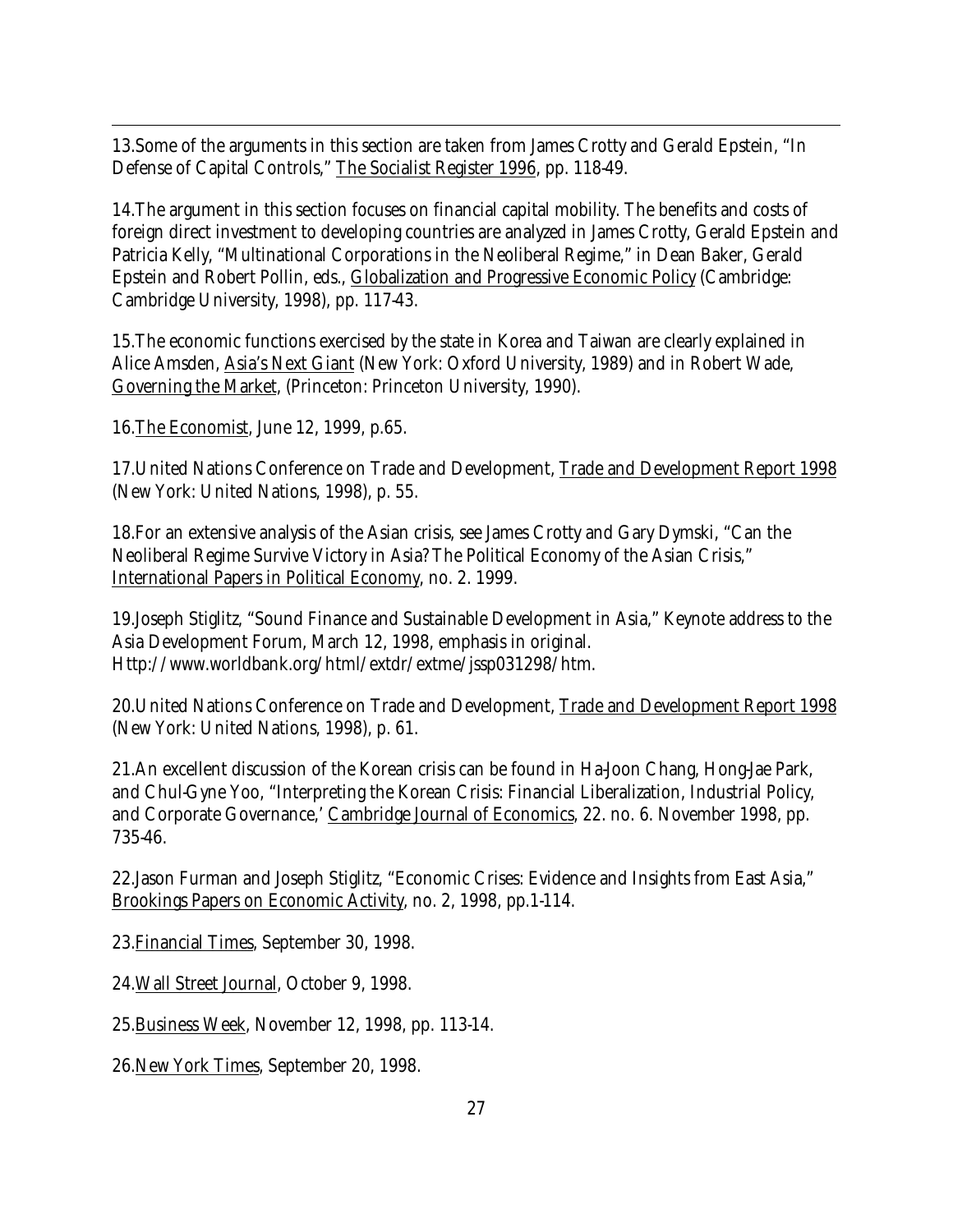13.Some of the arguments in this section are taken from James Crotty and Gerald Epstein, "In Defense of Capital Controls," The Socialist Register 1996, pp. 118-49.

14.The argument in this section focuses on financial capital mobility. The benefits and costs of foreign direct investment to developing countries are analyzed in James Crotty, Gerald Epstein and Patricia Kelly, "Multinational Corporations in the Neoliberal Regime," in Dean Baker, Gerald Epstein and Robert Pollin, eds., Globalization and Progressive Economic Policy (Cambridge: Cambridge University, 1998), pp. 117-43.

15.The economic functions exercised by the state in Korea and Taiwan are clearly explained in Alice Amsden, Asia's Next Giant (New York: Oxford University, 1989) and in Robert Wade, Governing the Market, (Princeton: Princeton University, 1990).

16.The Economist, June 12, 1999, p.65.

17.United Nations Conference on Trade and Development, Trade and Development Report 1998 (New York: United Nations, 1998), p. 55.

18.For an extensive analysis of the Asian crisis, see James Crotty and Gary Dymski, "Can the Neoliberal Regime Survive Victory in Asia? The Political Economy of the Asian Crisis," International Papers in Political Economy, no. 2. 1999.

19.Joseph Stiglitz, "Sound Finance and Sustainable Development in Asia," Keynote address to the Asia Development Forum, March 12, 1998, emphasis in original. Http://www.worldbank.org/html/extdr/extme/jssp031298/htm.

20.United Nations Conference on Trade and Development, Trade and Development Report 1998 (New York: United Nations, 1998), p. 61.

21.An excellent discussion of the Korean crisis can be found in Ha-Joon Chang, Hong-Jae Park, and Chul-Gyne Yoo, "Interpreting the Korean Crisis: Financial Liberalization, Industrial Policy, and Corporate Governance,' Cambridge Journal of Economics, 22. no. 6. November 1998, pp. 735-46.

22.Jason Furman and Joseph Stiglitz, "Economic Crises: Evidence and Insights from East Asia," Brookings Papers on Economic Activity, no. 2, 1998, pp.1-114.

23.Financial Times, September 30, 1998.

24.Wall Street Journal, October 9, 1998.

25.Business Week, November 12, 1998, pp. 113-14.

26.New York Times, September 20, 1998.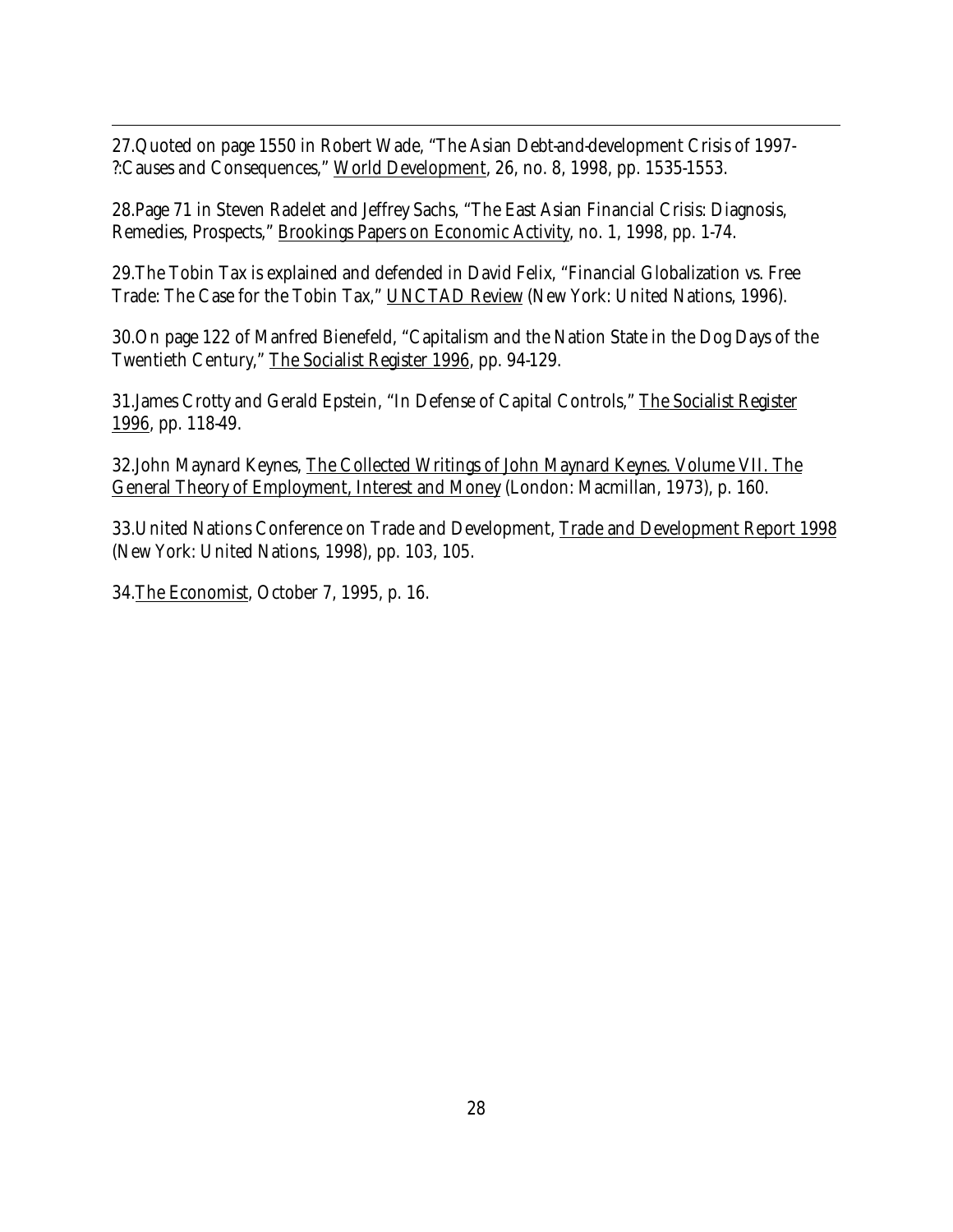27.Quoted on page 1550 in Robert Wade, "The Asian Debt-and-development Crisis of 1997-?:Causes and Consequences," World Development, 26, no. 8, 1998, pp. 1535-1553.

28.Page 71 in Steven Radelet and Jeffrey Sachs, "The East Asian Financial Crisis: Diagnosis, Remedies, Prospects," Brookings Papers on Economic Activity, no. 1, 1998, pp. 1-74.

29.The Tobin Tax is explained and defended in David Felix, "Financial Globalization vs. Free Trade: The Case for the Tobin Tax," UNCTAD Review (New York: United Nations, 1996).

30.On page 122 of Manfred Bienefeld, "Capitalism and the Nation State in the Dog Days of the Twentieth Century," The Socialist Register 1996, pp. 94-129.

31.James Crotty and Gerald Epstein, "In Defense of Capital Controls," The Socialist Register 1996, pp. 118-49.

32.John Maynard Keynes, The Collected Writings of John Maynard Keynes. Volume VII. The General Theory of Employment, Interest and Money (London: Macmillan, 1973), p. 160.

33.United Nations Conference on Trade and Development, Trade and Development Report 1998 (New York: United Nations, 1998), pp. 103, 105.

34.The Economist, October 7, 1995, p. 16.